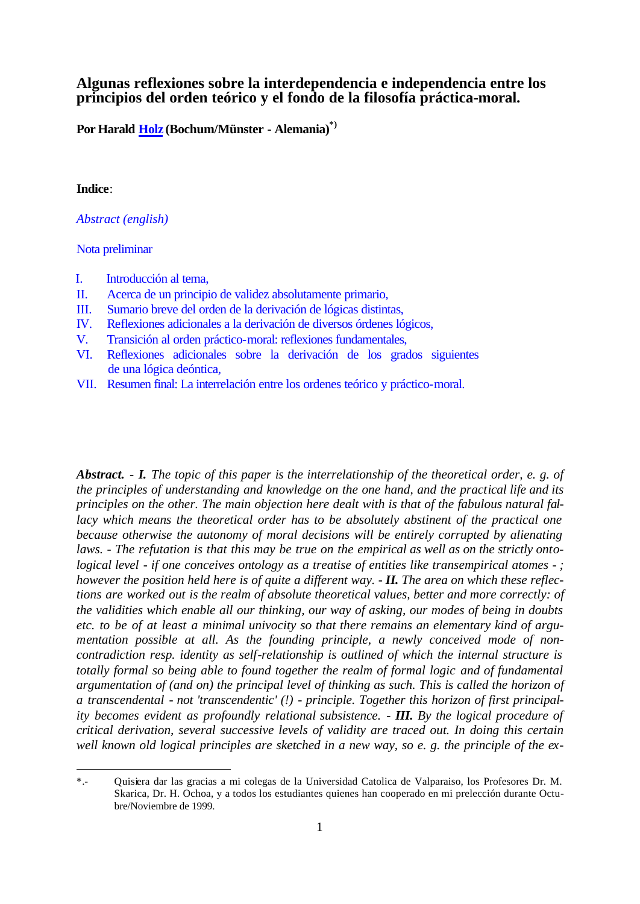# Algunas reflexiones sobre la interdependencia e independencia entre los principios del orden teórico y el fondo de la filosofía práctica-moral.

**Por Harald Holz (Bochum/Münster - Alemania)[*)]**

**Indice**:

*Abstract (english)*

Nota preliminar

I. Introducción al tema,
II. Acerca de un principio de validez absolutamente primario,
III. Sumario breve del orden de la derivación de lógicas distintas,
IV. Reflexiones adicionales a la derivación de diversos órdenes lógicos,
V. Transición al orden práctico-moral: reflexiones fundamentales,
VI. Reflexiones adicionales sobre la derivación de los grados siguientes de una lógica deóntica,
VII. Resumen final: La interrelación entre los ordenes teórico y práctico-moral.

***Abstract.*** *- **I.** The topic of this paper is the interrelationship of the theoretical order, e. g. of the principles of understanding and knowledge on the one hand, and the practical life and its principles on the other. The main objection here dealt with is that of the fabulous natural fallacy which means the theoretical order has to be absolutely abstinent of the practical one because otherwise the autonomy of moral decisions will be entirely corrupted by alienating laws. - The refutation is that this may be true on the empirical as well as on the strictly ontological level - if one conceives ontology as a treatise of entities like transempirical atomes - ; however the position held here is of quite a different way. - **II.** The area on which these reflections are worked out is the realm of absolute theoretical values, better and more correctly: of the validities which enable all our thinking, our way of asking, our modes of being in doubts etc. to be of at least a minimal univocity so that there remains an elementary kind of argumentation possible at all. As the founding principle, a newly conceived mode of non-contradiction resp. identity as self-relationship is outlined of which the internal structure is totally formal so being able to found together the realm of formal logic and of fundamental argumentation of (and on) the principal level of thinking as such. This is called the horizon of a transcendental - not 'transcendentic' (!) - principle. Together this horizon of first principality becomes evident as profoundly relational subsistence. - **III.** By the logical procedure of critical derivation, several successive levels of validity are traced out. In doing this certain well known old logical principles are sketched in a new way, so e. g. the principle of the ex-*

---

*.- Quisiera dar las gracias a mi colegas de la Universidad Catolica de Valparaiso, los Profesores Dr. M. Skarica, Dr. H. Ochoa, y a todos los estudiantes quienes han cooperado en mi prelección durante Octubre/Noviembre de 1999.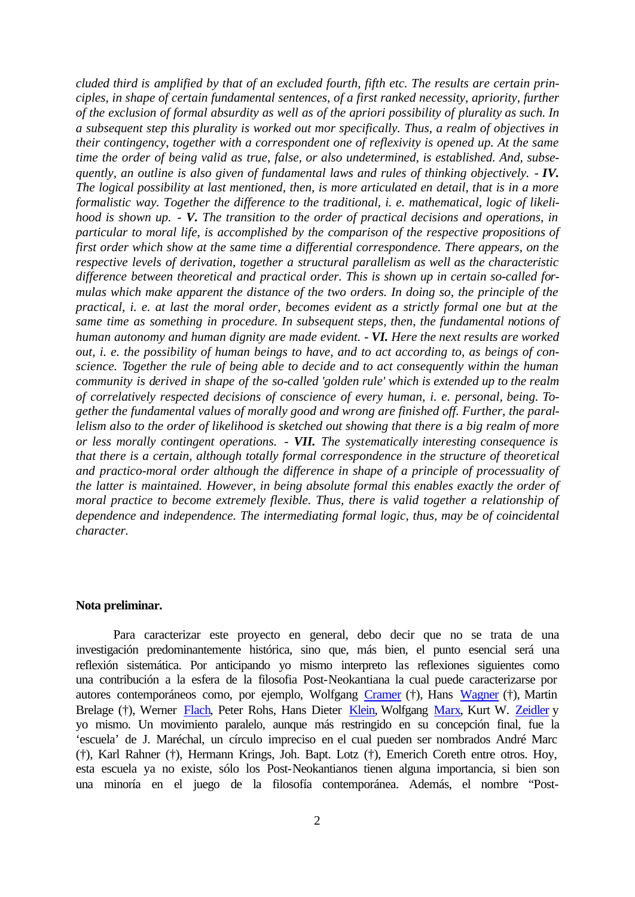*cluded third is amplified by that of an excluded fourth, fifth etc. The results are certain principles, in shape of certain fundamental sentences, of a first ranked necessity, apriority, further of the exclusion of formal absurdity as well as of the apriori possibility of plurality as such. In a subsequent step this plurality is worked out mor specifically. Thus, a realm of objectives in their contingency, together with a correspondent one of reflexivity is opened up. At the same time the order of being valid as true, false, or also undetermined, is established. And, subsequently, an outline is also given of fundamental laws and rules of thinking objectively. -* ***IV.*** *The logical possibility at last mentioned, then, is more articulated en detail, that is in a more formalistic way. Together the difference to the traditional, i. e. mathematical, logic of likelihood is shown up. -* ***V.*** *The transition to the order of practical decisions and operations, in particular to moral life, is accomplished by the comparison of the respective propositions of first order which show at the same time a differential correspondence. There appears, on the respective levels of derivation, together a structural parallelism as well as the characteristic difference between theoretical and practical order. This is shown up in certain so-called formulas which make apparent the distance of the two orders. In doing so, the principle of the practical, i. e. at last the moral order, becomes evident as a strictly formal one but at the same time as something in procedure. In subsequent steps, then, the fundamental notions of human autonomy and human dignity are made evident. -* ***VI.*** *Here the next results are worked out, i. e. the possibility of human beings to have, and to act according to, as beings of conscience. Together the rule of being able to decide and to act consequently within the human community is derived in shape of the so-called 'golden rule' which is extended up to the realm of correlatively respected decisions of conscience of every human, i. e. personal, being. Together the fundamental values of morally good and wrong are finished off. Further, the parallelism also to the order of likelihood is sketched out showing that there is a big realm of more or less morally contingent operations. -* ***VII.*** *The systematically interesting consequence is that there is a certain, although totally formal correspondence in the structure of theoretical and practico-moral order although the difference in shape of a principle of processuality of the latter is maintained. However, in being absolute formal this enables exactly the order of moral practice to become extremely flexible. Thus, there is valid together a relationship of dependence and independence. The intermediating formal logic, thus, may be of coincidental character.*

**Nota preliminar.**

Para caracterizar este proyecto en general, debo decir que no se trata de una investigación predominantemente histórica, sino que, más bien, el punto esencial será una reflexión sistemática. Por anticipando yo mismo interpreto las reflexiones siguientes como una contribución a la esfera de la filosofia Post-Neokantiana la cual puede caracterizarse por autores contemporáneos como, por ejemplo, Wolfgang Cramer (†), Hans Wagner (†), Martin Brelage (†), Werner Flach, Peter Rohs, Hans Dieter Klein, Wolfgang Marx, Kurt W. Zeidler y yo mismo. Un movimiento paralelo, aunque más restringido en su concepción final, fue la 'escuela' de J. Maréchal, un círculo impreciso en el cual pueden ser nombrados André Marc (†), Karl Rahner (†), Hermann Krings, Joh. Bapt. Lotz (†), Emerich Coreth entre otros. Hoy, esta escuela ya no existe, sólo los Post-Neokantianos tienen alguna importancia, si bien son una minoría en el juego de la filosofía contemporánea. Además, el nombre "Post-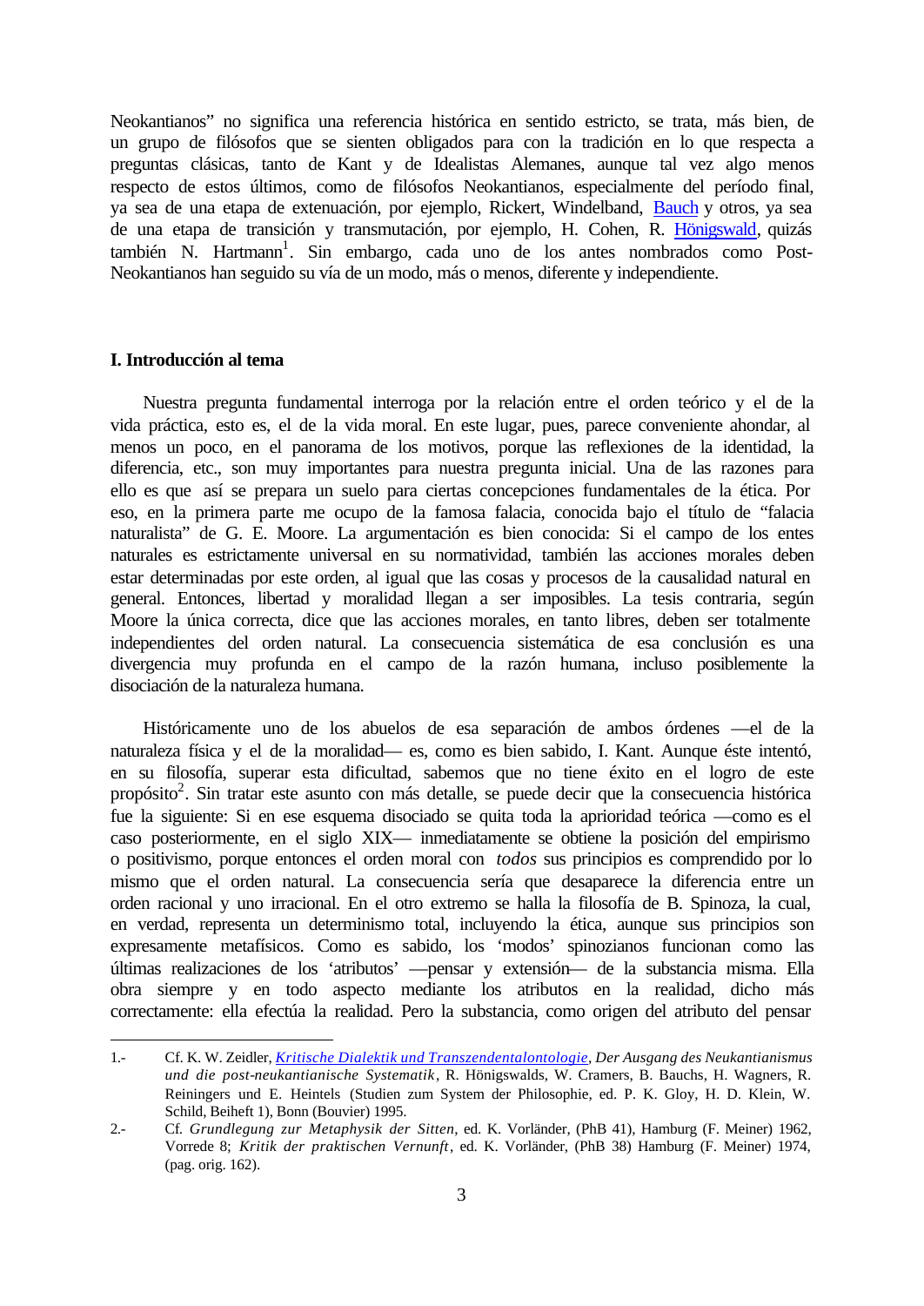Neokantianos" no significa una referencia histórica en sentido estricto, se trata, más bien, de un grupo de filósofos que se sienten obligados para con la tradición en lo que respecta a preguntas clásicas, tanto de Kant y de Idealistas Alemanes, aunque tal vez algo menos respecto de estos últimos, como de filósofos Neokantianos, especialmente del período final, ya sea de una etapa de extenuación, por ejemplo, Rickert, Windelband, Bauch y otros, ya sea de una etapa de transición y transmutación, por ejemplo, H. Cohen, R. Hönigswald, quizás también N. Hartmann[1]. Sin embargo, cada uno de los antes nombrados como Post-Neokantianos han seguido su vía de un modo, más o menos, diferente y independiente.

## I. Introducción al tema

Nuestra pregunta fundamental interroga por la relación entre el orden teórico y el de la vida práctica, esto es, el de la vida moral. En este lugar, pues, parece conveniente ahondar, al menos un poco, en el panorama de los motivos, porque las reflexiones de la identidad, la diferencia, etc., son muy importantes para nuestra pregunta inicial. Una de las razones para ello es que así se prepara un suelo para ciertas concepciones fundamentales de la ética. Por eso, en la primera parte me ocupo de la famosa falacia, conocida bajo el título de "falacia naturalista" de G. E. Moore. La argumentación es bien conocida: Si el campo de los entes naturales es estrictamente universal en su normatividad, también las acciones morales deben estar determinadas por este orden, al igual que las cosas y procesos de la causalidad natural en general. Entonces, libertad y moralidad llegan a ser imposibles. La tesis contraria, según Moore la única correcta, dice que las acciones morales, en tanto libres, deben ser totalmente independientes del orden natural. La consecuencia sistemática de esa conclusión es una divergencia muy profunda en el campo de la razón humana, incluso posiblemente la disociación de la naturaleza humana.

Históricamente uno de los abuelos de esa separación de ambos órdenes —el de la naturaleza física y el de la moralidad— es, como es bien sabido, I. Kant. Aunque éste intentó, en su filosofía, superar esta dificultad, sabemos que no tiene éxito en el logro de este propósito[2]. Sin tratar este asunto con más detalle, se puede decir que la consecuencia histórica fue la siguiente: Si en ese esquema disociado se quita toda la aprioridad teórica —como es el caso posteriormente, en el siglo XIX— inmediatamente se obtiene la posición del empirismo o positivismo, porque entonces el orden moral con *todos* sus principios es comprendido por lo mismo que el orden natural. La consecuencia sería que desaparece la diferencia entre un orden racional y uno irracional. En el otro extremo se halla la filosofía de B. Spinoza, la cual, en verdad, representa un determinismo total, incluyendo la ética, aunque sus principios son expresamente metafísicos. Como es sabido, los 'modos' spinozianos funcionan como las últimas realizaciones de los 'atributos' —pensar y extensión— de la substancia misma. Ella obra siempre y en todo aspecto mediante los atributos en la realidad, dicho más correctamente: ella efectúa la realidad. Pero la substancia, como origen del atributo del pensar

---

1.- Cf. K. W. Zeidler, *Kritische Dialektik und Transzendentalontologie*, *Der Ausgang des Neukantianismus und die post-neukantianische Systematik*, R. Hönigswalds, W. Cramers, B. Bauchs, H. Wagners, R. Reiningers und E. Heintels (Studien zum System der Philosophie, ed. P. K. Gloy, H. D. Klein, W. Schild, Beiheft 1), Bonn (Bouvier) 1995.

2.- Cf. *Grundlegung zur Metaphysik der Sitten*, ed. K. Vorländer, (PhB 41), Hamburg (F. Meiner) 1962, Vorrede 8; *Kritik der praktischen Vernunft*, ed. K. Vorländer, (PhB 38) Hamburg (F. Meiner) 1974, (pag. orig. 162).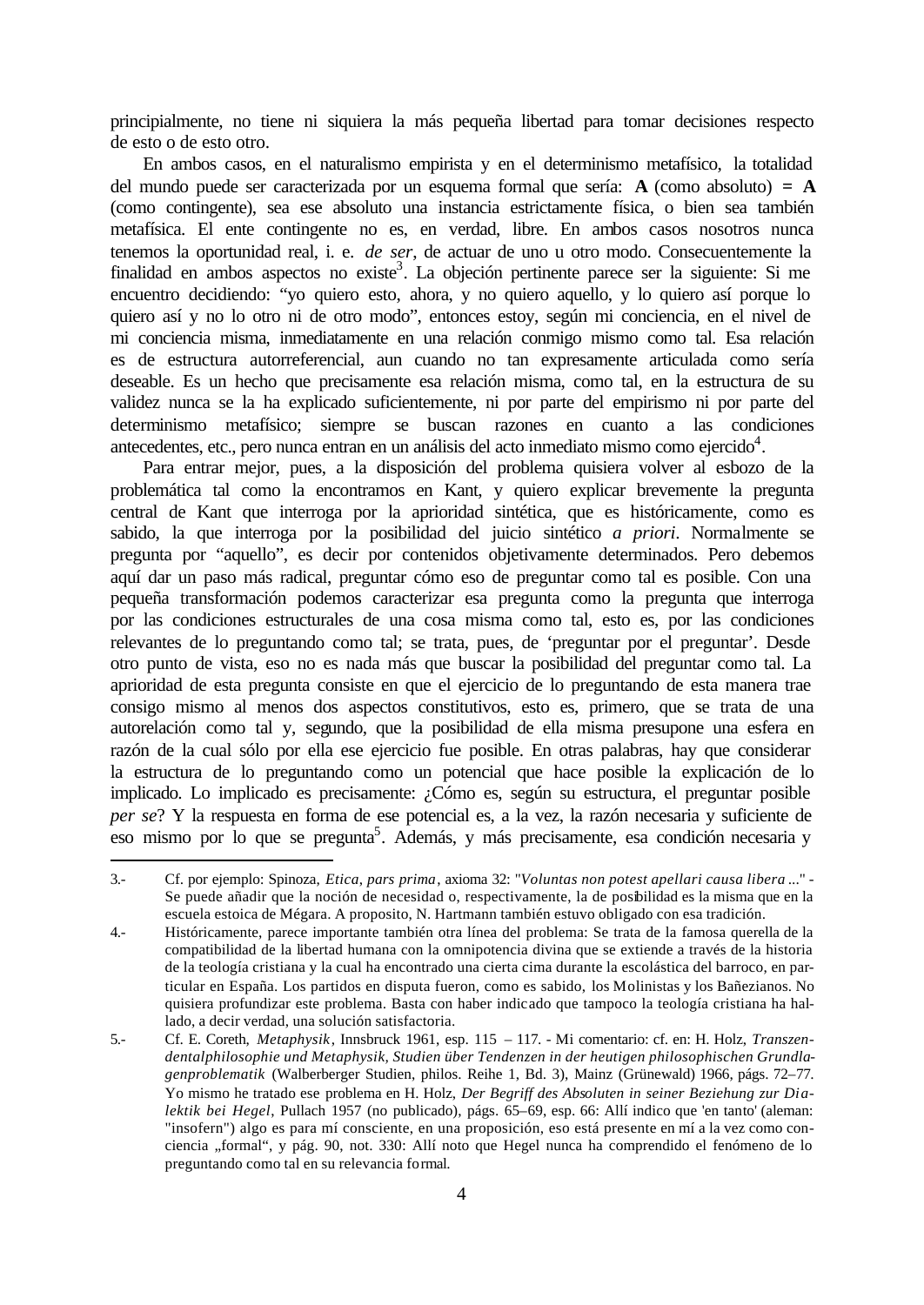principialmente, no tiene ni siquiera la más pequeña libertad para tomar decisiones respecto de esto o de esto otro.

En ambos casos, en el naturalismo empirista y en el determinismo metafísico, la totalidad del mundo puede ser caracterizada por un esquema formal que sería: **A** (como absoluto) **= A** (como contingente), sea ese absoluto una instancia estrictamente física, o bien sea también metafísica. El ente contingente no es, en verdad, libre. En ambos casos nosotros nunca tenemos la oportunidad real, i. e. *de ser*, de actuar de uno u otro modo. Consecuentemente la finalidad en ambos aspectos no existe[3]. La objeción pertinente parece ser la siguiente: Si me encuentro decidiendo: "yo quiero esto, ahora, y no quiero aquello, y lo quiero así porque lo quiero así y no lo otro ni de otro modo", entonces estoy, según mi conciencia, en el nivel de mi conciencia misma, inmediatamente en una relación conmigo mismo como tal. Esa relación es de estructura autorreferencial, aun cuando no tan expresamente articulada como sería deseable. Es un hecho que precisamente esa relación misma, como tal, en la estructura de su validez nunca se la ha explicado suficientemente, ni por parte del empirismo ni por parte del determinismo metafísico; siempre se buscan razones en cuanto a las condiciones antecedentes, etc., pero nunca entran en un análisis del acto inmediato mismo como ejercido[4].

Para entrar mejor, pues, a la disposición del problema quisiera volver al esbozo de la problemática tal como la encontramos en Kant, y quiero explicar brevemente la pregunta central de Kant que interroga por la aprioridad sintética, que es históricamente, como es sabido, la que interroga por la posibilidad del juicio sintético *a priori*. Normalmente se pregunta por "aquello", es decir por contenidos objetivamente determinados. Pero debemos aquí dar un paso más radical, preguntar cómo eso de preguntar como tal es posible. Con una pequeña transformación podemos caracterizar esa pregunta como la pregunta que interroga por las condiciones estructurales de una cosa misma como tal, esto es, por las condiciones relevantes de lo preguntando como tal; se trata, pues, de 'preguntar por el preguntar'. Desde otro punto de vista, eso no es nada más que buscar la posibilidad del preguntar como tal. La aprioridad de esta pregunta consiste en que el ejercicio de lo preguntando de esta manera trae consigo mismo al menos dos aspectos constitutivos, esto es, primero, que se trata de una autorelación como tal y, segundo, que la posibilidad de ella misma presupone una esfera en razón de la cual sólo por ella ese ejercicio fue posible. En otras palabras, hay que considerar la estructura de lo preguntando como un potencial que hace posible la explicación de lo implicado. Lo implicado es precisamente: ¿Cómo es, según su estructura, el preguntar posible *per se*? Y la respuesta en forma de ese potencial es, a la vez, la razón necesaria y suficiente de eso mismo por lo que se pregunta[5]. Además, y más precisamente, esa condición necesaria y

---

3.- Cf. por ejemplo: Spinoza, *Etica, pars prima*, axioma 32: "*Voluntas non potest apellari causa libera* ..." - Se puede añadir que la noción de necesidad o, respectivamente, la de posibilidad es la misma que en la escuela estoica de Mégara. A proposito, N. Hartmann también estuvo obligado con esa tradición.

4.- Históricamente, parece importante también otra línea del problema: Se trata de la famosa querella de la compatibilidad de la libertad humana con la omnipotencia divina que se extiende a través de la historia de la teología cristiana y la cual ha encontrado una cierta cima durante la escolástica del barroco, en particular en España. Los partidos en disputa fueron, como es sabido, los Molinistas y los Bañezianos. No quisiera profundizar este problema. Basta con haber indicado que tampoco la teología cristiana ha hallado, a decir verdad, una solución satisfactoria.

5.- Cf. E. Coreth, *Metaphysik*, Innsbruck 1961, esp. 115 – 117. - Mi comentario: cf. en: H. Holz, *Transzendentalphilosophie und Metaphysik, Studien über Tendenzen in der heutigen philosophischen Grundlagenproblematik* (Walberberger Studien, philos. Reihe 1, Bd. 3), Mainz (Grünewald) 1966, págs. 72–77. Yo mismo he tratado ese problema en H. Holz, *Der Begriff des Absoluten in seiner Beziehung zur Dialektik bei Hegel*, Pullach 1957 (no publicado), págs. 65–69, esp. 66: Allí indico que 'en tanto' (aleman: "insofern") algo es para mí consciente, en una proposición, eso está presente en mí a la vez como conciencia „formal", y pág. 90, not. 330: Allí noto que Hegel nunca ha comprendido el fenómeno de lo preguntando como tal en su relevancia formal.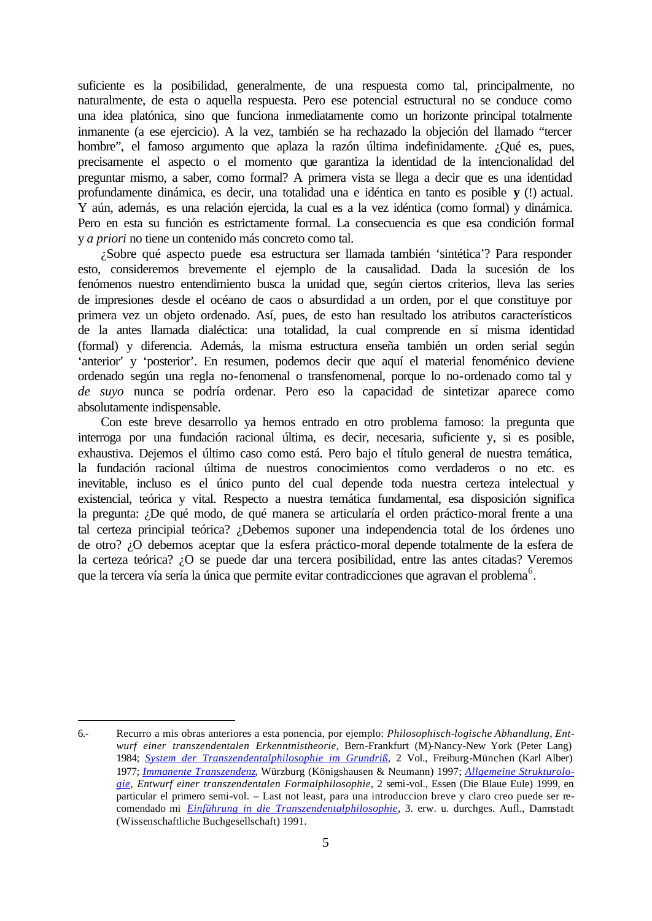suficiente es la posibilidad, generalmente, de una respuesta como tal, principalmente, no naturalmente, de esta o aquella respuesta. Pero ese potencial estructural no se conduce como una idea platónica, sino que funciona inmediatamente como un horizonte principal totalmente inmanente (a ese ejercicio). A la vez, también se ha rechazado la objeción del llamado "tercer hombre", el famoso argumento que aplaza la razón última indefinidamente. ¿Qué es, pues, precisamente el aspecto o el momento que garantiza la identidad de la intencionalidad del preguntar mismo, a saber, como formal? A primera vista se llega a decir que es una identidad profundamente dinámica, es decir, una totalidad una e idéntica en tanto es posible **y** (!) actual. Y aún, además, es una relación ejercida, la cual es a la vez idéntica (como formal) y dinámica. Pero en esta su función es estrictamente formal. La consecuencia es que esa condición formal y *a priori* no tiene un contenido más concreto como tal.

¿Sobre qué aspecto puede esa estructura ser llamada también 'sintética'? Para responder esto, consideremos brevemente el ejemplo de la causalidad. Dada la sucesión de los fenómenos nuestro entendimiento busca la unidad que, según ciertos criterios, lleva las series de impresiones desde el océano de caos o absurdidad a un orden, por el que constituye por primera vez un objeto ordenado. Así, pues, de esto han resultado los atributos característicos de la antes llamada dialéctica: una totalidad, la cual comprende en sí misma identidad (formal) y diferencia. Además, la misma estructura enseña también un orden serial según 'anterior' y 'posterior'. En resumen, podemos decir que aquí el material fenoménico deviene ordenado según una regla no-fenomenal o transfenomenal, porque lo no-ordenado como tal y *de suyo* nunca se podría ordenar. Pero eso la capacidad de sintetizar aparece como absolutamente indispensable.

Con este breve desarrollo ya hemos entrado en otro problema famoso: la pregunta que interroga por una fundación racional última, es decir, necesaria, suficiente y, si es posible, exhaustiva. Dejemos el último caso como está. Pero bajo el título general de nuestra temática, la fundación racional última de nuestros conocimientos como verdaderos o no etc. es inevitable, incluso es el único punto del cual depende toda nuestra certeza intelectual y existencial, teórica y vital. Respecto a nuestra temática fundamental, esa disposición significa la pregunta: ¿De qué modo, de qué manera se articularía el orden práctico-moral frente a una tal certeza principal teórica? ¿Debemos suponer una independencia total de los órdenes uno de otro? ¿O debemos aceptar que la esfera práctico-moral depende totalmente de la esfera de la certeza teórica? ¿O se puede dar una tercera posibilidad, entre las antes citadas? Veremos que la tercera vía sería la única que permite evitar contradicciones que agravan el problema[6].

---

6.- Recurro a mis obras anteriores a esta ponencia, por ejemplo: *Philosophisch-logische Abhandlung, Entwurf einer transzendentalen Erkenntnistheorie*, Bern-Frankfurt (M)-Nancy-New York (Peter Lang) 1984; *System der Transzendentalphilosophie im Grundriß*, 2 Vol., Freiburg-München (Karl Alber) 1977; *Immanente Transzendenz*, Würzburg (Königshausen & Neumann) 1997; *Allgemeine Strukturologie*, *Entwurf einer transzendentalen Formalphilosophie*, 2 semi-vol., Essen (Die Blaue Eule) 1999, en particular el primero semi-vol. – Last not least, para una introduccion breve y claro creo puede ser recomendado mi *Einführung in die Transzendentalphilosophie*, 3. erw. u. durchges. Aufl., Darmstadt (Wissenschaftliche Buchgesellschaft) 1991.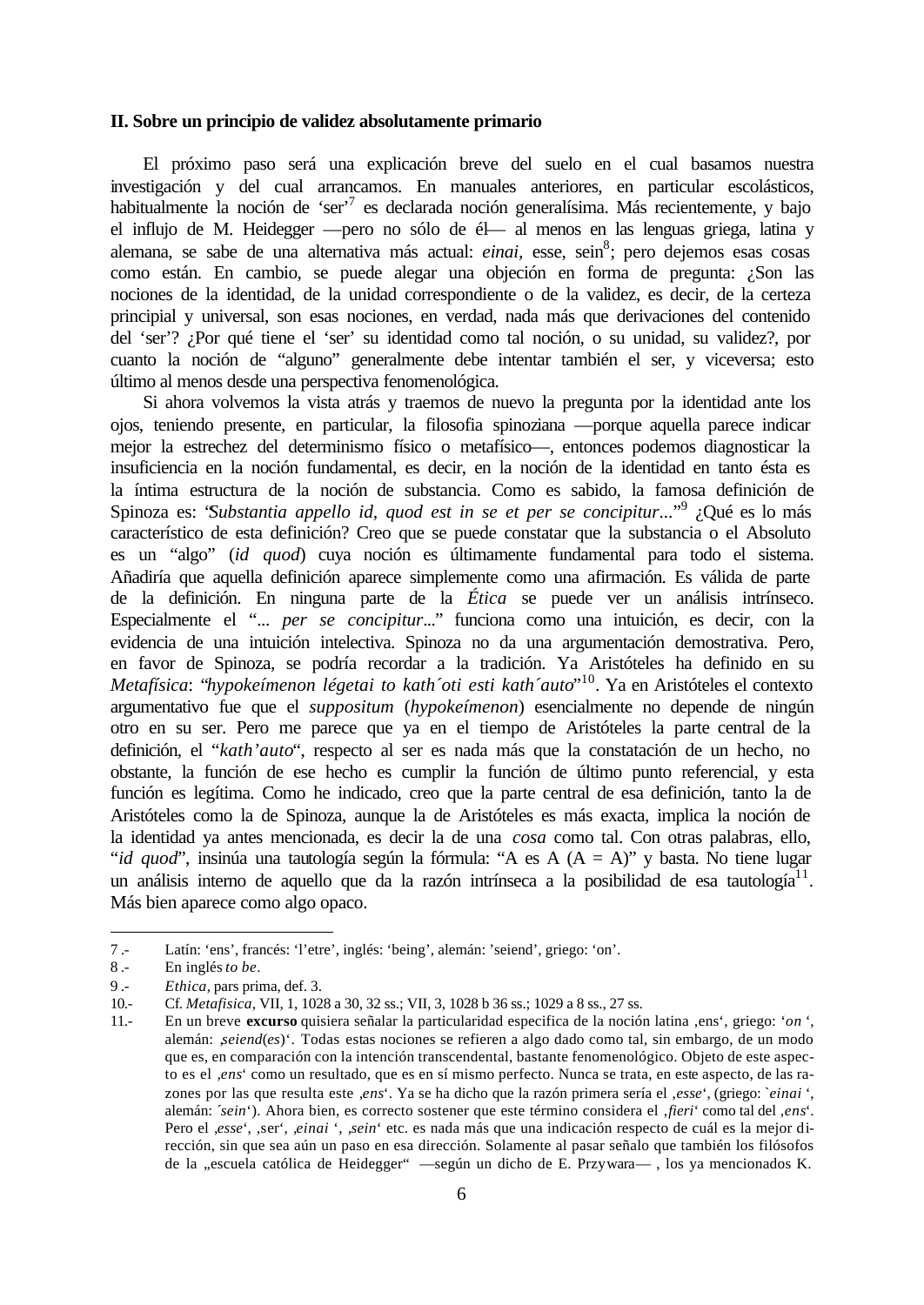## II. Sobre un principio de validez absolutamente primario

El próximo paso será una explicación breve del suelo en el cual basamos nuestra investigación y del cual arrancamos. En manuales anteriores, en particular escolásticos, habitualmente la noción de 'ser'[7] es declarada noción generalísima. Más recientemente, y bajo el influjo de M. Heidegger —pero no sólo de él— al menos en las lenguas griega, latina y alemana, se sabe de una alternativa más actual: *einai*, esse, sein[8]; pero dejemos esas cosas como están. En cambio, se puede alegar una objeción en forma de pregunta: ¿Son las nociones de la identidad, de la unidad correspondiente o de la validez, es decir, de la certeza principial y universal, son esas nociones, en verdad, nada más que derivaciones del contenido del 'ser'? ¿Por qué tiene el 'ser' su identidad como tal noción, o su unidad, su validez?, por cuanto la noción de "alguno" generalmente debe intentar también el ser, y viceversa; esto último al menos desde una perspectiva fenomenológica.

Si ahora volvemos la vista atrás y traemos de nuevo la pregunta por la identidad ante los ojos, teniendo presente, en particular, la filosofia spinoziana —porque aquella parece indicar mejor la estrechez del determinismo físico o metafísico—, entonces podemos diagnosticar la insuficiencia en la noción fundamental, es decir, en la noción de la identidad en tanto ésta es la íntima estructura de la noción de substancia. Como es sabido, la famosa definición de Spinoza es: "*Substantia appello id, quod est in se et per se concipitur...*"[9] ¿Qué es lo más característico de esta definición? Creo que se puede constatar que la substancia o el Absoluto es un "algo" (*id quod*) cuya noción es últimamente fundamental para todo el sistema. Añadiría que aquella definición aparece simplemente como una afirmación. Es válida de parte de la definición. En ninguna parte de la *Ética* se puede ver un análisis intrínseco. Especialmente el "... *per se concipitur*..." funciona como una intuición, es decir, con la evidencia de una intuición intelectiva. Spinoza no da una argumentación demostrativa. Pero, en favor de Spinoza, se podría recordar a la tradición. Ya Aristóteles ha definido en su *Metafísica*: "*hypokeímenon légetai to kath´oti esti kath´auto*"[10]. Ya en Aristóteles el contexto argumentativo fue que el *suppositum* (*hypokeímenon*) esencialmente no depende de ningún otro en su ser. Pero me parece que ya en el tiempo de Aristóteles la parte central de la definición, el "*kath'auto*", respecto al ser es nada más que la constatación de un hecho, no obstante, la función de ese hecho es cumplir la función de último punto referencial, y esta función es legítima. Como he indicado, creo que la parte central de esa definición, tanto la de Aristóteles como la de Spinoza, aunque la de Aristóteles es más exacta, implica la noción de la identidad ya antes mencionada, es decir la de una *cosa* como tal. Con otras palabras, ello, "*id quod*", insinúa una tautología según la fórmula: "A es A (A = A)" y basta. No tiene lugar un análisis interno de aquello que da la razón intrínseca a la posibilidad de esa tautología[11]. Más bien aparece como algo opaco.

---

7 .- Latín: 'ens', francés: 'l'etre', inglés: 'being', alemán: 'seiend', griego: 'on'.

8 .- En inglés *to be*.

9 .- *Ethica*, pars prima, def. 3.

10.- Cf. *Metafisica*, VII, 1, 1028 a 30, 32 ss.; VII, 3, 1028 b 36 ss.; 1029 a 8 ss., 27 ss.

11.- En un breve **excurso** quisiera señalar la particularidad especifica de la noción latina ‚ens', griego: '*on* ', alemán: ‚*seiend*(*es*)'. Todas estas nociones se refieren a algo dado como tal, sin embargo, de un modo que es, en comparación con la intención transcendental, bastante fenomenológico. Objeto de este aspecto es el ‚*ens*' como un resultado, que es en sí mismo perfecto. Nunca se trata, en este aspecto, de las razones por las que resulta este ‚*ens*'. Ya se ha dicho que la razón primera sería el ‚*esse*', (griego: `*einai* ', alemán: ´*sein*'). Ahora bien, es correcto sostener que este término considera el ‚*fieri*' como tal del ‚*ens*'. Pero el ‚*esse*', ‚ser', ‚*einai* ', ‚*sein*' etc. es nada más que una indicación respecto de cuál es la mejor dirección, sin que sea aún un paso en esa dirección. Solamente al pasar señalo que también los filósofos de la „escuela católica de Heidegger" —según un dicho de E. Przywara— , los ya mencionados K.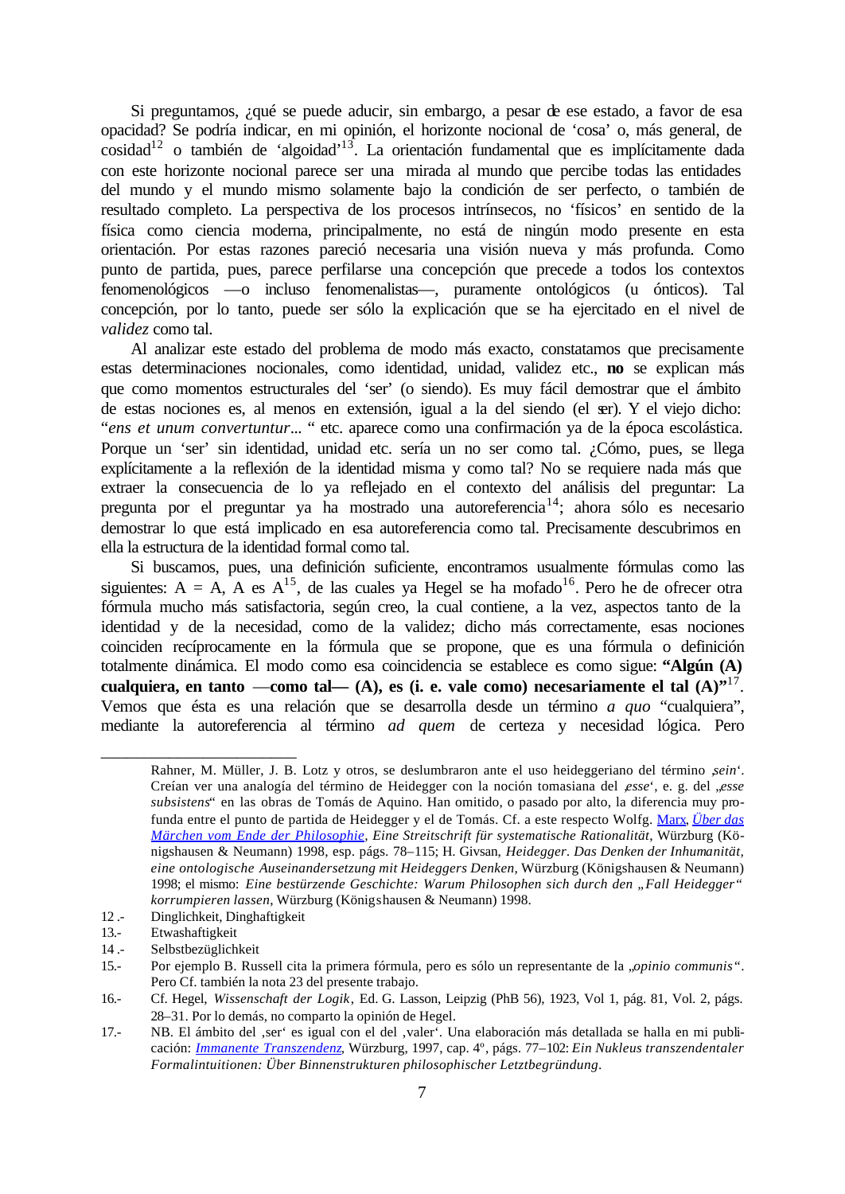Si preguntamos, ¿qué se puede aducir, sin embargo, a pesar de ese estado, a favor de esa opacidad? Se podría indicar, en mi opinión, el horizonte nocional de 'cosa' o, más general, de cosidad[12] o también de 'algoidad'[13]. La orientación fundamental que es implícitamente dada con este horizonte nocional parece ser una mirada al mundo que percibe todas las entidades del mundo y el mundo mismo solamente bajo la condición de ser perfecto, o también de resultado completo. La perspectiva de los procesos intrínsecos, no 'físicos' en sentido de la física como ciencia moderna, principalmente, no está de ningún modo presente en esta orientación. Por estas razones pareció necesaria una visión nueva y más profunda. Como punto de partida, pues, parece perfilarse una concepción que precede a todos los contextos fenomenológicos —o incluso fenomenalistas—, puramente ontológicos (u ónticos). Tal concepción, por lo tanto, puede ser sólo la explicación que se ha ejercitado en el nivel de *validez* como tal.

Al analizar este estado del problema de modo más exacto, constatamos que precisamente estas determinaciones nocionales, como identidad, unidad, validez etc., **no** se explican más que como momentos estructurales del 'ser' (o siendo). Es muy fácil demostrar que el ámbito de estas nociones es, al menos en extensión, igual a la del siendo (el ser). Y el viejo dicho: "*ens et unum convertuntur*... " etc. aparece como una confirmación ya de la época escolástica. Porque un 'ser' sin identidad, unidad etc. sería un no ser como tal. ¿Cómo, pues, se llega explícitamente a la reflexión de la identidad misma y como tal? No se requiere nada más que extraer la consecuencia de lo ya reflejado en el contexto del análisis del preguntar: La pregunta por el preguntar ya ha mostrado una autoreferencia[14]; ahora sólo es necesario demostrar lo que está implicado en esa autoreferencia como tal. Precisamente descubrimos en ella la estructura de la identidad formal como tal.

Si buscamos, pues, una definición suficiente, encontramos usualmente fórmulas como las siguientes: A = A, A es A[15], de las cuales ya Hegel se ha mofado[16]. Pero he de ofrecer otra fórmula mucho más satisfactoria, según creo, la cual contiene, a la vez, aspectos tanto de la identidad y de la necesidad, como de la validez; dicho más correctamente, esas nociones coinciden recíprocamente en la fórmula que se propone, que es una fórmula o definición totalmente dinámica. El modo como esa coincidencia se establece es como sigue: **"Algún (A) cualquiera, en tanto —como tal— (A), es (i. e. vale como) necesariamente el tal (A)"**[17]. Vemos que ésta es una relación que se desarrolla desde un término *a quo* "cualquiera", mediante la autoreferencia al término *ad quem* de certeza y necesidad lógica. Pero

---

Rahner, M. Müller, J. B. Lotz y otros, se deslumbraron ante el uso heideggeriano del término ‚*sein*'. Creían ver una analogía del término de Heidegger con la noción tomasiana del ‚*esse*', e. g. del „*esse subsistens*" en las obras de Tomás de Aquino. Han omitido, o pasado por alto, la diferencia muy profunda entre el punto de partida de Heidegger y el de Tomás. Cf. a este respecto Wolfg. Marx, *Über das Märchen vom Ende der Philosophie, Eine Streitschrift für systematische Rationalität*, Würzburg (Königshausen & Neumann) 1998, esp. págs. 78–115; H. Givsan, *Heidegger. Das Denken der Inhumanität, eine ontologische Auseinandersetzung mit Heideggers Denken*, Würzburg (Königshausen & Neumann) 1998; el mismo: *Eine bestürzende Geschichte: Warum Philosophen sich durch den „Fall Heidegger" korrumpieren lassen*, Würzburg (Königshausen & Neumann) 1998.

12.- Dinglichkeit, Dinghaftigkeit

13.- Etwashaftigkeit

14.- Selbstbezüglichkeit

15.- Por ejemplo B. Russell cita la primera fórmula, pero es sólo un representante de la „*opinio communis*". Pero Cf. también la nota 23 del presente trabajo.

16.- Cf. Hegel, *Wissenschaft der Logik*, Ed. G. Lasson, Leipzig (PhB 56), 1923, Vol 1, pág. 81, Vol. 2, págs. 28–31. Por lo demás, no comparto la opinión de Hegel.

17.- NB. El ámbito del ‚ser' es igual con el del ‚valer'. Una elaboración más detallada se halla en mi publicación: *Immanente Transzendenz*, Würzburg, 1997, cap. 4º, págs. 77–102: *Ein Nukleus transzendentaler Formalintuitionen: Über Binnenstrukturen philosophischer Letztbegründung.*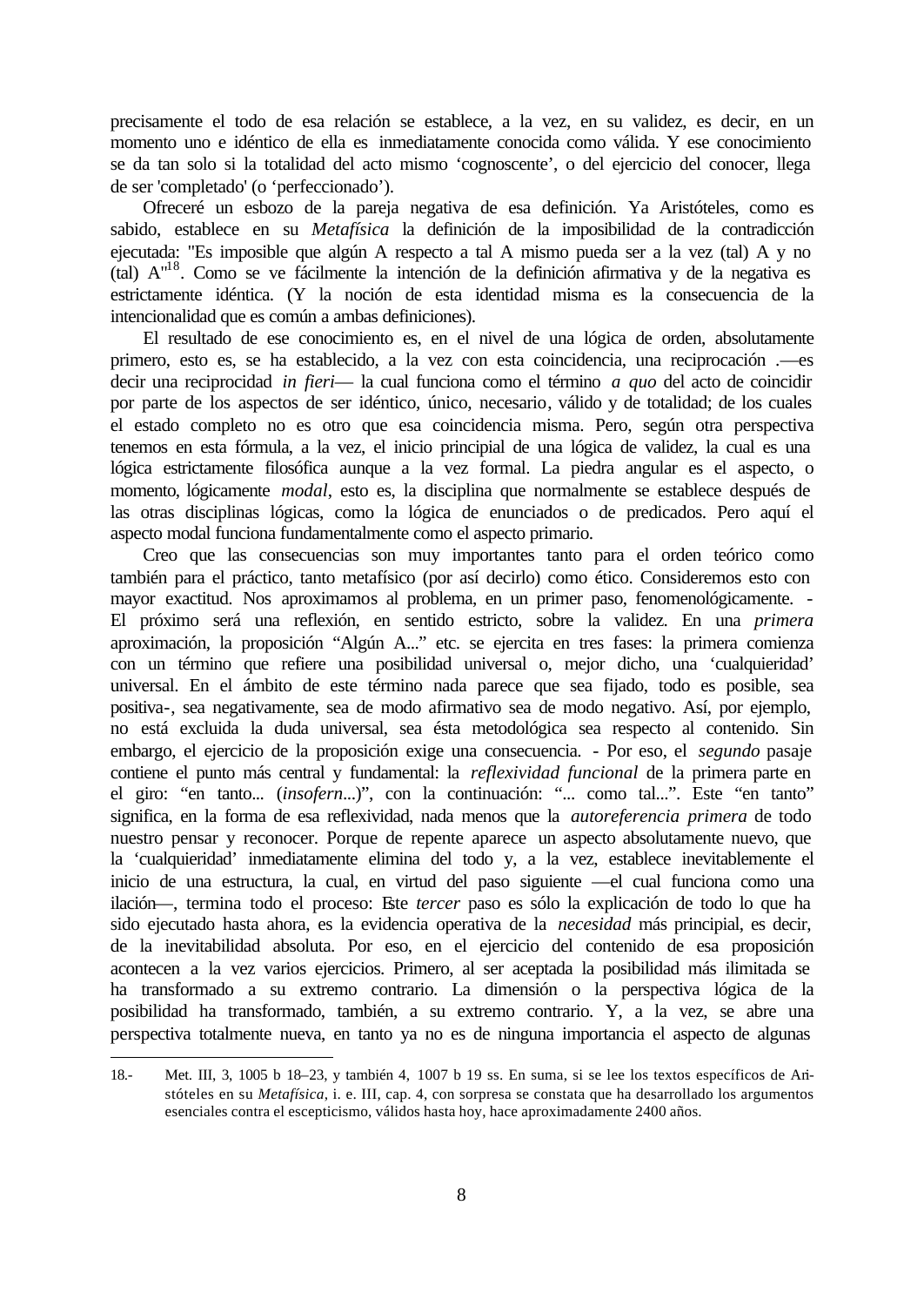precisamente el todo de esa relación se establece, a la vez, en su validez, es decir, en un momento uno e idéntico de ella es inmediatamente conocida como válida. Y ese conocimiento se da tan solo si la totalidad del acto mismo ‘cognoscente’, o del ejercicio del conocer, llega de ser 'completado' (o ‘perfeccionado’).

Ofreceré un esbozo de la pareja negativa de esa definición. Ya Aristóteles, como es sabido, establece en su *Metafísica* la definición de la imposibilidad de la contradicción ejecutada: "Es imposible que algún A respecto a tal A mismo pueda ser a la vez (tal) A y no (tal) A"[18]. Como se ve fácilmente la intención de la definición afirmativa y de la negativa es estrictamente idéntica. (Y la noción de esta identidad misma es la consecuencia de la intencionalidad que es común a ambas definiciones).

El resultado de ese conocimiento es, en el nivel de una lógica de orden, absolutamente primero, esto es, se ha establecido, a la vez con esta coincidencia, una reciprocación .—es decir una reciprocidad *in fieri*— la cual funciona como el término *a quo* del acto de coincidir por parte de los aspectos de ser idéntico, único, necesario, válido y de totalidad; de los cuales el estado completo no es otro que esa coincidencia misma. Pero, según otra perspectiva tenemos en esta fórmula, a la vez, el inicio principial de una lógica de validez, la cual es una lógica estrictamente filosófica aunque a la vez formal. La piedra angular es el aspecto, o momento, lógicamente *modal*, esto es, la disciplina que normalmente se establece después de las otras disciplinas lógicas, como la lógica de enunciados o de predicados. Pero aquí el aspecto modal funciona fundamentalmente como el aspecto primario.

Creo que las consecuencias son muy importantes tanto para el orden teórico como también para el práctico, tanto metafísico (por así decirlo) como ético. Consideremos esto con mayor exactitud. Nos aproximamos al problema, en un primer paso, fenomenológicamente. - El próximo será una reflexión, en sentido estricto, sobre la validez. En una *primera* aproximación, la proposición “Algún A...” etc. se ejercita en tres fases: la primera comienza con un término que refiere una posibilidad universal o, mejor dicho, una ‘cualquieridad’ universal. En el ámbito de este término nada parece que sea fijado, todo es posible, sea positiva-, sea negativamente, sea de modo afirmativo sea de modo negativo. Así, por ejemplo, no está excluida la duda universal, sea ésta metodológica sea respecto al contenido. Sin embargo, el ejercicio de la proposición exige una consecuencia. - Por eso, el *segundo* pasaje contiene el punto más central y fundamental: la *reflexividad funcional* de la primera parte en el giro: “en tanto... (*insofern*...)”, con la continuación: “... como tal...”. Este “en tanto” significa, en la forma de esa reflexividad, nada menos que la *autoreferencia primera* de todo nuestro pensar y reconocer. Porque de repente aparece un aspecto absolutamente nuevo, que la ‘cualquieridad’ inmediatamente elimina del todo y, a la vez, establece inevitablemente el inicio de una estructura, la cual, en virtud del paso siguiente —el cual funciona como una ilación—, termina todo el proceso: Este *tercer* paso es sólo la explicación de todo lo que ha sido ejecutado hasta ahora, es la evidencia operativa de la *necesidad* más principial, es decir, de la inevitabilidad absoluta. Por eso, en el ejercicio del contenido de esa proposición acontecen a la vez varios ejercicios. Primero, al ser aceptada la posibilidad más ilimitada se ha transformado a su extremo contrario. La dimensión o la perspectiva lógica de la posibilidad ha transformado, también, a su extremo contrario. Y, a la vez, se abre una perspectiva totalmente nueva, en tanto ya no es de ninguna importancia el aspecto de algunas

---

18.- Met. III, 3, 1005 b 18–23, y también 4, 1007 b 19 ss. En suma, si se lee los textos específicos de Aristóteles en su *Metafísica*, i. e. III, cap. 4, con sorpresa se constata que ha desarrollado los argumentos esenciales contra el escepticismo, válidos hasta hoy, hace aproximadamente 2400 años.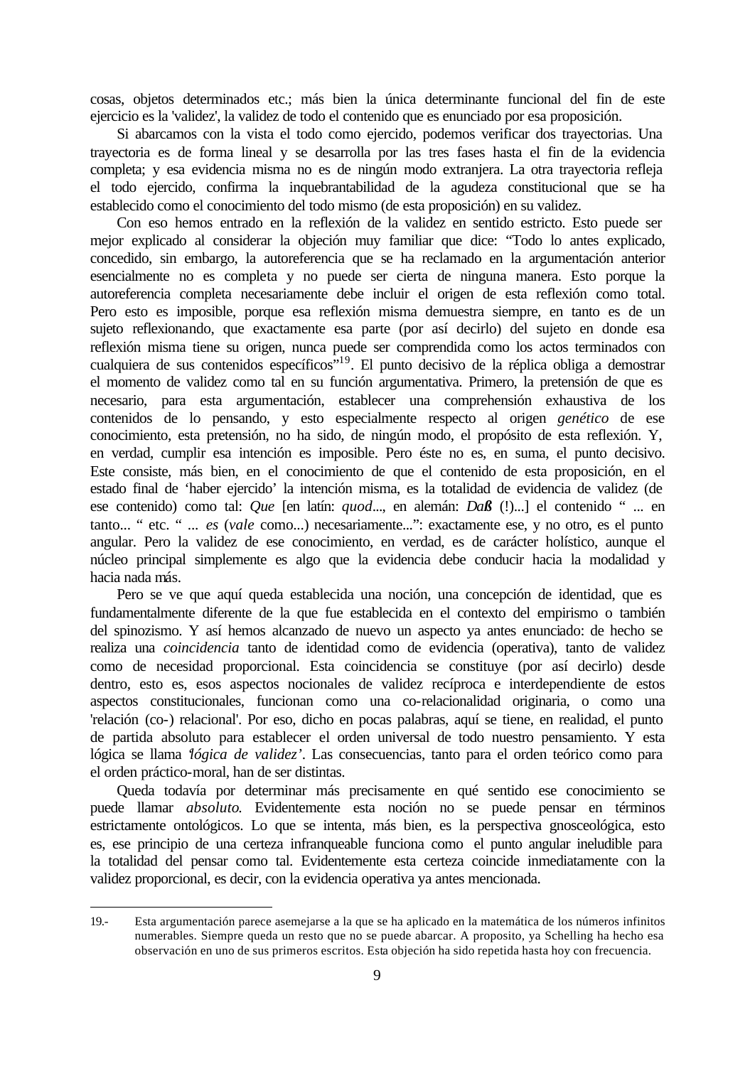cosas, objetos determinados etc.; más bien la única determinante funcional del fin de este ejercicio es la 'validez', la validez de todo el contenido que es enunciado por esa proposición.

Si abarcamos con la vista el todo como ejercido, podemos verificar dos trayectorias. Una trayectoria es de forma lineal y se desarrolla por las tres fases hasta el fin de la evidencia completa; y esa evidencia misma no es de ningún modo extranjera. La otra trayectoria refleja el todo ejercido, confirma la inquebrantabilidad de la agudeza constitucional que se ha establecido como el conocimiento del todo mismo (de esta proposición) en su validez.

Con eso hemos entrado en la reflexión de la validez en sentido estricto. Esto puede ser mejor explicado al considerar la objeción muy familiar que dice: "Todo lo antes explicado, concedido, sin embargo, la autoreferencia que se ha reclamado en la argumentación anterior esencialmente no es completa y no puede ser cierta de ninguna manera. Esto porque la autoreferencia completa necesariamente debe incluir el origen de esta reflexión como total. Pero esto es imposible, porque esa reflexión misma demuestra siempre, en tanto es de un sujeto reflexionando, que exactamente esa parte (por así decirlo) del sujeto en donde esa reflexión misma tiene su origen, nunca puede ser comprendida como los actos terminados con cualquiera de sus contenidos específicos"[19]. El punto decisivo de la réplica obliga a demostrar el momento de validez como tal en su función argumentativa. Primero, la pretensión de que es necesario, para esta argumentación, establecer una comprehensión exhaustiva de los contenidos de lo pensando, y esto especialmente respecto al origen *genético* de ese conocimiento, esta pretensión, no ha sido, de ningún modo, el propósito de esta reflexión. Y, en verdad, cumplir esa intención es imposible. Pero éste no es, en suma, el punto decisivo. Este consiste, más bien, en el conocimiento de que el contenido de esta proposición, en el estado final de 'haber ejercido' la intención misma, es la totalidad de evidencia de validez (de ese contenido) como tal: *Que* [en latín: *quod*..., en alemán: ***Daß*** (!)...] el contenido " ... en tanto... " etc. " ... *es* (*vale* como...) necesariamente...": exactamente ese, y no otro, es el punto angular. Pero la validez de ese conocimiento, en verdad, es de carácter holístico, aunque el núcleo principal simplemente es algo que la evidencia debe conducir hacia la modalidad y hacia nada más.

Pero se ve que aquí queda establecida una noción, una concepción de identidad, que es fundamentalmente diferente de la que fue establecida en el contexto del empirismo o también del spinozismo. Y así hemos alcanzado de nuevo un aspecto ya antes enunciado: de hecho se realiza una *coincidencia* tanto de identidad como de evidencia (operativa), tanto de validez como de necesidad proporcional. Esta coincidencia se constituye (por así decirlo) desde dentro, esto es, esos aspectos nocionales de validez recíproca e interdependiente de estos aspectos constitucionales, funcionan como una co-relacionalidad originaria, o como una 'relación (co-) relacional'. Por eso, dicho en pocas palabras, aquí se tiene, en realidad, el punto de partida absoluto para establecer el orden universal de todo nuestro pensamiento. Y esta lógica se llama '*lógica de validez*'. Las consecuencias, tanto para el orden teórico como para el orden práctico-moral, han de ser distintas.

Queda todavía por determinar más precisamente en qué sentido ese conocimiento se puede llamar *absoluto.* Evidentemente esta noción no se puede pensar en términos estrictamente ontológicos. Lo que se intenta, más bien, es la perspectiva gnosceológica, esto es, ese principio de una certeza infranqueable funciona como el punto angular ineludible para la totalidad del pensar como tal. Evidentemente esta certeza coincide inmediatamente con la validez proporcional, es decir, con la evidencia operativa ya antes mencionada.

---

19.- Esta argumentación parece asemejarse a la que se ha aplicado en la matemática de los números infinitos numerables. Siempre queda un resto que no se puede abarcar. A proposito, ya Schelling ha hecho esa observación en uno de sus primeros escritos. Esta objeción ha sido repetida hasta hoy con frecuencia.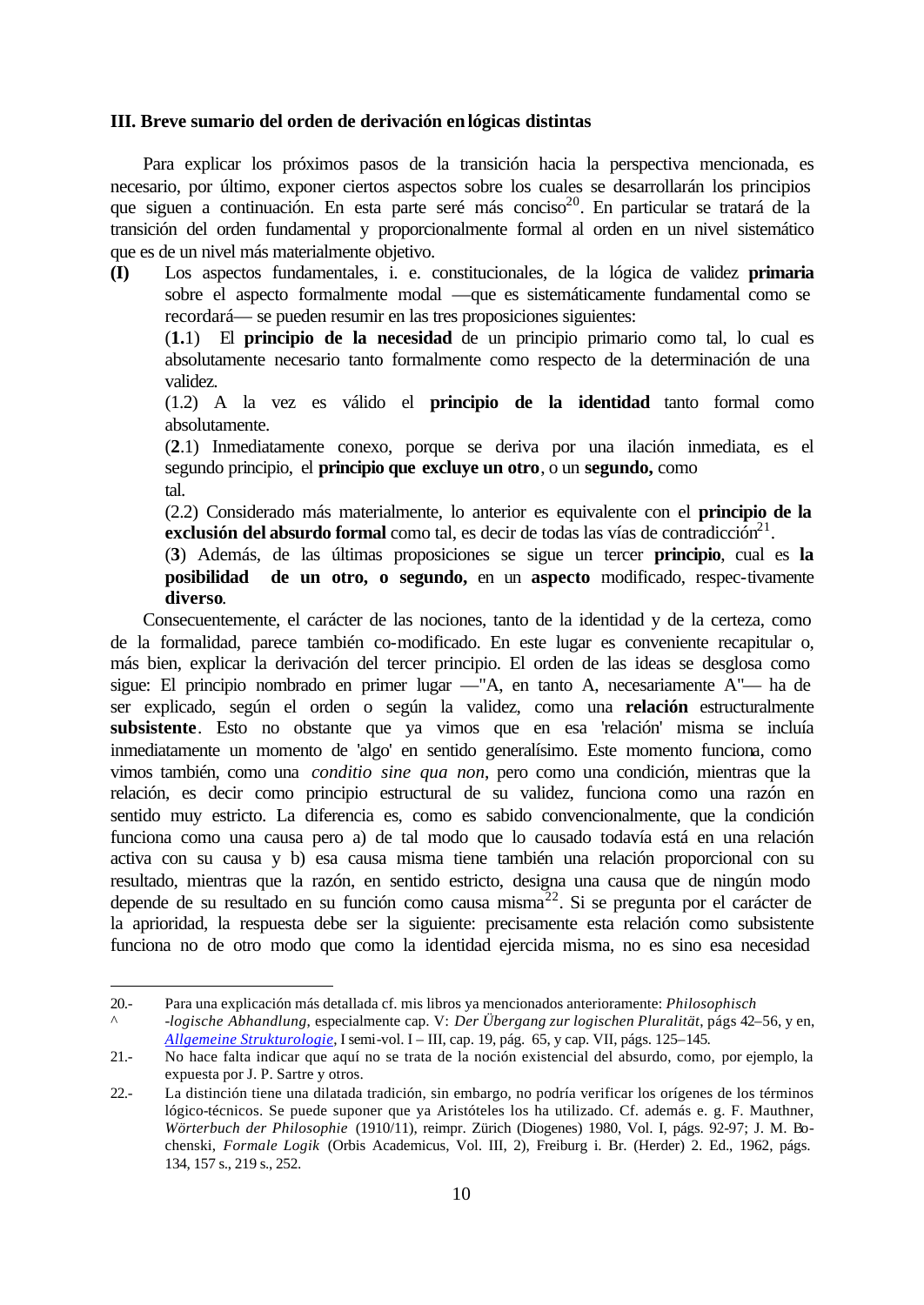### III. Breve sumario del orden de derivación en lógicas distintas

Para explicar los próximos pasos de la transición hacia la perspectiva mencionada, es necesario, por último, exponer ciertos aspectos sobre los cuales se desarrollarán los principios que siguen a continuación. En esta parte seré más conciso[20]. En particular se tratará de la transición del orden fundamental y proporcionalmente formal al orden en un nivel sistemático que es de un nivel más materialmente objetivo.

**(I)** Los aspectos fundamentales, i. e. constitucionales, de la lógica de validez **primaria** sobre el aspecto formalmente modal —que es sistemáticamente fundamental como se recordará— se pueden resumir en las tres proposiciones siguientes:

(**1.**1) El **principio de la necesidad** de un principio primario como tal, lo cual es absolutamente necesario tanto formalmente como respecto de la determinación de una validez.

(1.2) A la vez es válido el **principio de la identidad** tanto formal como absolutamente.

(**2**.1) Inmediatamente conexo, porque se deriva por una ilación inmediata, es el segundo principio, el **principio que excluye un otro**, o un **segundo,** como tal.

(2.2) Considerado más materialmente, lo anterior es equivalente con el **principio de la exclusión del absurdo formal** como tal, es decir de todas las vías de contradicción[21].

(**3**) Además, de las últimas proposiciones se sigue un tercer **principio**, cual es **la posibilidad de un otro, o segundo,** en un **aspecto** modificado, respec-tivamente **diverso**.

Consecuentemente, el carácter de las nociones, tanto de la identidad y de la certeza, como de la formalidad, parece también co-modificado. En este lugar es conveniente recapitular o, más bien, explicar la derivación del tercer principio. El orden de las ideas se desglosa como sigue: El principio nombrado en primer lugar —"A, en tanto A, necesariamente A"— ha de ser explicado, según el orden o según la validez, como una **relación** estructuralmente **subsistente**. Esto no obstante que ya vimos que en esa 'relación' misma se incluía inmediatamente un momento de 'algo' en sentido generalísimo. Este momento funciona, como vimos también, como una *conditio sine qua non*, pero como una condición, mientras que la relación, es decir como principio estructural de su validez, funciona como una razón en sentido muy estricto. La diferencia es, como es sabido convencionalmente, que la condición funciona como una causa pero a) de tal modo que lo causado todavía está en una relación activa con su causa y b) esa causa misma tiene también una relación proporcional con su resultado, mientras que la razón, en sentido estricto, designa una causa que de ningún modo depende de su resultado en su función como causa misma[22]. Si se pregunta por el carácter de la aprioridad, la respuesta debe ser la siguiente: precisamente esta relación como subsistente funciona no de otro modo que como la identidad ejercida misma, no es sino esa necesidad

---

20.- Para una explicación más detallada cf. mis libros ya mencionados anterioramente: *Philosophisch-logische Abhandlung*, especialmente cap. V: *Der Übergang zur logischen Pluralität*, págs 42–56, y en, *Allgemeine Strukturologie*, I semi-vol. I – III, cap. 19, pág. 65, y cap. VII, págs. 125–145.

21.- No hace falta indicar que aquí no se trata de la noción existencial del absurdo, como, por ejemplo, la expuesta por J. P. Sartre y otros.

22.- La distinción tiene una dilatada tradición, sin embargo, no podría verificar los orígenes de los términos lógico-técnicos. Se puede suponer que ya Aristóteles los ha utilizado. Cf. además e. g. F. Mauthner, *Wörterbuch der Philosophie* (1910/11), reimpr. Zürich (Diogenes) 1980, Vol. I, págs. 92-97; J. M. Bochenski, *Formale Logik* (Orbis Academicus, Vol. III, 2), Freiburg i. Br. (Herder) 2. Ed., 1962, págs. 134, 157 s., 219 s., 252.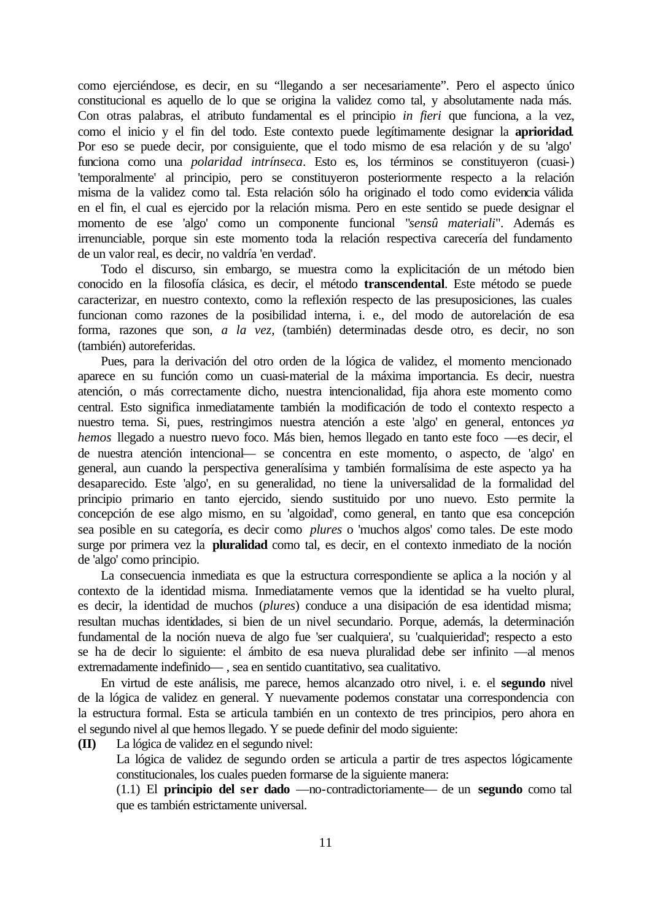como ejerciéndose, es decir, en su "llegando a ser necesariamente". Pero el aspecto único constitucional es aquello de lo que se origina la validez como tal, y absolutamente nada más. Con otras palabras, el atributo fundamental es el principio *in fieri* que funciona, a la vez, como el inicio y el fin del todo. Este contexto puede legítimamente designar la **aprioridad**. Por eso se puede decir, por consiguiente, que el todo mismo de esa relación y de su 'algo' funciona como una *polaridad intrínseca*. Esto es, los términos se constituyeron (cuasi-) 'temporalmente' al principio, pero se constituyeron posteriormente respecto a la relación misma de la validez como tal. Esta relación sólo ha originado el todo como evidencia válida en el fin, el cual es ejercido por la relación misma. Pero en este sentido se puede designar el momento de ese 'algo' como un componente funcional "*sensû materiali*". Además es irrenunciable, porque sin este momento toda la relación respectiva carecería del fundamento de un valor real, es decir, no valdría 'en verdad'.

Todo el discurso, sin embargo, se muestra como la explicitación de un método bien conocido en la filosofía clásica, es decir, el método **transcendental**. Este método se puede caracterizar, en nuestro contexto, como la reflexión respecto de las presuposiciones, las cuales funcionan como razones de la posibilidad interna, i. e., del modo de autorelación de esa forma, razones que son, *a la vez*, (también) determinadas desde otro, es decir, no son (también) autoreferidas.

Pues, para la derivación del otro orden de la lógica de validez, el momento mencionado aparece en su función como un cuasi-material de la máxima importancia. Es decir, nuestra atención, o más correctamente dicho, nuestra intencionalidad, fija ahora este momento como central. Esto significa inmediatamente también la modificación de todo el contexto respecto a nuestro tema. Si, pues, restringimos nuestra atención a este 'algo' en general, entonces *ya hemos* llegado a nuestro nuevo foco. Más bien, hemos llegado en tanto este foco —es decir, el de nuestra atención intencional— se concentra en este momento, o aspecto, de 'algo' en general, aun cuando la perspectiva generalísima y también formalísima de este aspecto ya ha desaparecido. Este 'algo', en su generalidad, no tiene la universalidad de la formalidad del principio primario en tanto ejercido, siendo sustituido por uno nuevo. Esto permite la concepción de ese algo mismo, en su 'algoidad', como general, en tanto que esa concepción sea posible en su categoría, es decir como *plures* o 'muchos algos' como tales. De este modo surge por primera vez la **pluralidad** como tal, es decir, en el contexto inmediato de la noción de 'algo' como principio.

La consecuencia inmediata es que la estructura correspondiente se aplica a la noción y al contexto de la identidad misma. Inmediatamente vemos que la identidad se ha vuelto plural, es decir, la identidad de muchos (*plures*) conduce a una disipación de esa identidad misma; resultan muchas identidades, si bien de un nivel secundario. Porque, además, la determinación fundamental de la noción nueva de algo fue 'ser cualquiera', su 'cualquieridad'; respecto a esto se ha de decir lo siguiente: el ámbito de esa nueva pluralidad debe ser infinito —al menos extremadamente indefinido— , sea en sentido cuantitativo, sea cualitativo.

En virtud de este análisis, me parece, hemos alcanzado otro nivel, i. e. el **segundo** nivel de la lógica de validez en general. Y nuevamente podemos constatar una correspondencia con la estructura formal. Esta se articula también en un contexto de tres principios, pero ahora en el segundo nivel al que hemos llegado. Y se puede definir del modo siguiente:

**(II)** La lógica de validez en el segundo nivel:

La lógica de validez de segundo orden se articula a partir de tres aspectos lógicamente constitucionales, los cuales pueden formarse de la siguiente manera:

(1.1) El **principio del ser dado** —no-contradictoriamente— de un **segundo** como tal que es también estrictamente universal.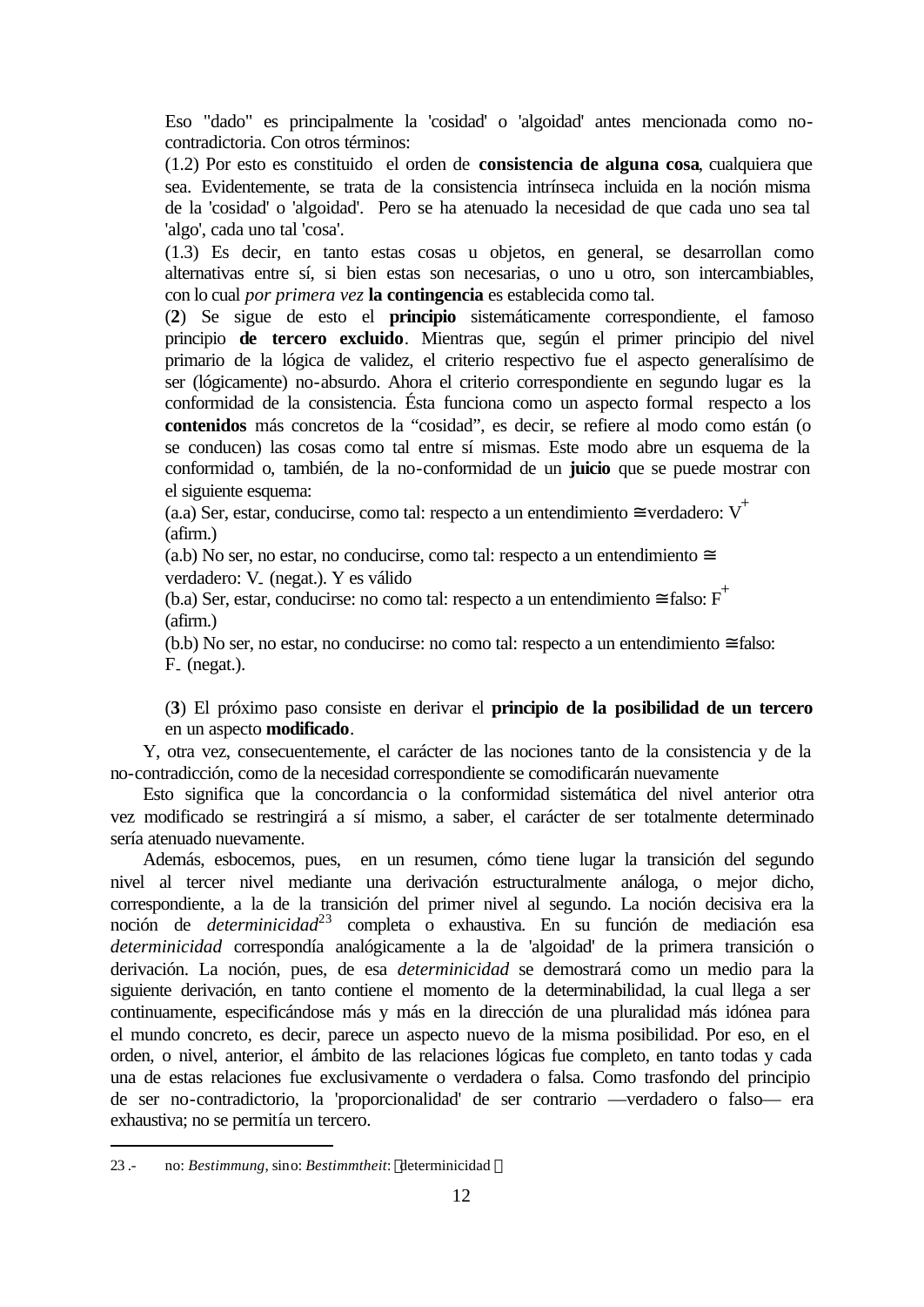Eso "dado" es principalmente la 'cosidad' o 'algoidad' antes mencionada como no-contradictoria. Con otros términos:

(1.2) Por esto es constituido el orden de **consistencia de alguna cosa**, cualquiera que sea. Evidentemente, se trata de la consistencia intrínseca incluida en la noción misma de la 'cosidad' o 'algoidad'. Pero se ha atenuado la necesidad de que cada uno sea tal 'algo', cada uno tal 'cosa'.

(1.3) Es decir, en tanto estas cosas u objetos, en general, se desarrollan como alternativas entre sí, si bien estas son necesarias, o uno u otro, son intercambiables, con lo cual *por primera vez* **la contingencia** es establecida como tal.

(**2**) Se sigue de esto el **principio** sistemáticamente correspondiente, el famoso principio **de tercero excluido**. Mientras que, según el primer principio del nivel primario de la lógica de validez, el criterio respectivo fue el aspecto generalísimo de ser (lógicamente) no-absurdo. Ahora el criterio correspondiente en segundo lugar es la conformidad de la consistencia. Ésta funciona como un aspecto formal respecto a los **contenidos** más concretos de la "cosidad", es decir, se refiere al modo como están (o se conducen) las cosas como tal entre sí mismas. Este modo abre un esquema de la conformidad o, también, de la no-conformidad de un **juicio** que se puede mostrar con el siguiente esquema:

(a.a) Ser, estar, conducirse, como tal: respecto a un entendimiento ≅ verdadero: $V^{+}$ (afirm.)

(a.b) No ser, no estar, no conducirse, como tal: respecto a un entendimiento ≅ verdadero: $V_{-}$ (negat.). Y es válido

(b.a) Ser, estar, conducirse: no como tal: respecto a un entendimiento ≅ falso: $F^{+}$ (afirm.)

(b.b) No ser, no estar, no conducirse: no como tal: respecto a un entendimiento ≅ falso: $F_{-}$ (negat.).

(**3**) El próximo paso consiste en derivar el **principio de la posibilidad de un tercero** en un aspecto **modificado**.

Y, otra vez, consecuentemente, el carácter de las nociones tanto de la consistencia y de la no-contradicción, como de la necesidad correspondiente se comodificarán nuevamente

Esto significa que la concordancia o la conformidad sistemática del nivel anterior otra vez modificado se restringirá a sí mismo, a saber, el carácter de ser totalmente determinado sería atenuado nuevamente.

Además, esbocemos, pues, en un resumen, cómo tiene lugar la transición del segundo nivel al tercer nivel mediante una derivación estructuralmente análoga, o mejor dicho, correspondiente, a la de la transición del primer nivel al segundo. La noción decisiva era la noción de *determinicidad*[23] completa o exhaustiva. En su función de mediación esa *determinicidad* correspondía analógicamente a la de 'algoidad' de la primera transición o derivación. La noción, pues, de esa *determinicidad* se demostrará como un medio para la siguiente derivación, en tanto contiene el momento de la determinabilidad, la cual llega a ser continuamente, especificándose más y más en la dirección de una pluralidad más idónea para el mundo concreto, es decir, parece un aspecto nuevo de la misma posibilidad. Por eso, en el orden, o nivel, anterior, el ámbito de las relaciones lógicas fue completo, en tanto todas y cada una de estas relaciones fue exclusivamente o verdadera o falsa. Como trasfondo del principio de ser no-contradictorio, la 'proporcionalidad' de ser contrario —verdadero o falso— era exhaustiva; no se permitía un tercero.

---

23 .- no: *Bestimmung*, sino: *Bestimmtheit*: determinicidad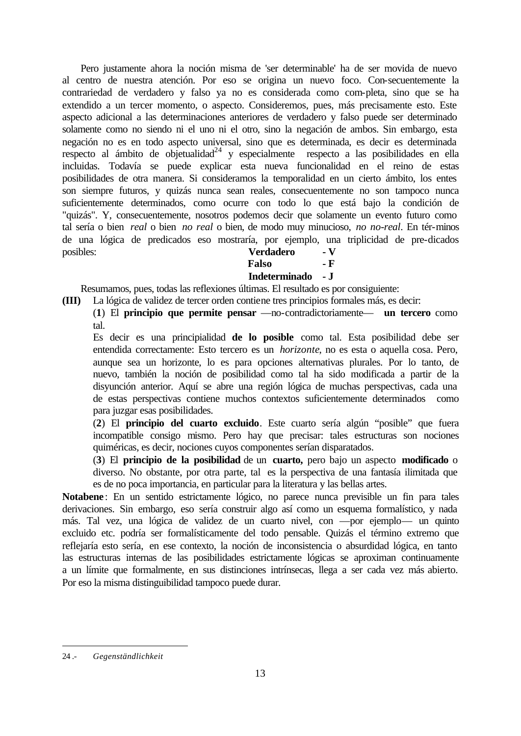Pero justamente ahora la noción misma de 'ser determinable' ha de ser movida de nuevo al centro de nuestra atención. Por eso se origina un nuevo foco. Con-secuentemente la contrariedad de verdadero y falso ya no es considerada como com-pleta, sino que se ha extendido a un tercer momento, o aspecto. Consideremos, pues, más precisamente esto. Este aspecto adicional a las determinaciones anteriores de verdadero y falso puede ser determinado solamente como no siendo ni el uno ni el otro, sino la negación de ambos. Sin embargo, esta negación no es en todo aspecto universal, sino que es determinada, es decir es determinada respecto al ámbito de objetualidad[24] y especialmente respecto a las posibilidades en ella incluidas. Todavía se puede explicar esta nueva funcionalidad en el reino de estas posibilidades de otra manera. Si consideramos la temporalidad en un cierto ámbito, los entes son siempre futuros, y quizás nunca sean reales, consecuentemente no son tampoco nunca suficientemente determinados, como ocurre con todo lo que está bajo la condición de "quizás". Y, consecuentemente, nosotros podemos decir que solamente un evento futuro como tal sería o bien *real* o bien *no real* o bien, de modo muy minucioso, *no no-real*. En tér-minos de una lógica de predicados eso mostraría, por ejemplo, una triplicidad de pre-dicados posibles:

**Verdadero - V**
**Falso - F**
**Indeterminado - J**

Resumamos, pues, todas las reflexiones últimas. El resultado es por consiguiente:

**(III)** La lógica de validez de tercer orden contiene tres principios formales más, es decir:

(**1**) El **principio que permite pensar** —no-contradictoriamente— **un tercero** como tal.

Es decir es una principialidad **de lo posible** como tal. Esta posibilidad debe ser entendida correctamente: Esto tercero es un *horizonte*, no es esta o aquella cosa. Pero, aunque sea un horizonte, lo es para opciones alternativas plurales. Por lo tanto, de nuevo, también la noción de posibilidad como tal ha sido modificada a partir de la disyunción anterior. Aquí se abre una región lógica de muchas perspectivas, cada una de estas perspectivas contiene muchos contextos suficientemente determinados como para juzgar esas posibilidades.

(**2**) El **principio del cuarto excluido**. Este cuarto sería algún "posible" que fuera incompatible consigo mismo. Pero hay que precisar: tales estructuras son nociones quiméricas, es decir, nociones cuyos componentes serían disparatados.

(**3**) El **principio de la posibilidad** de un **cuarto,** pero bajo un aspecto **modificado** o diverso. No obstante, por otra parte, tal es la perspectiva de una fantasía ilimitada que es de no poca importancia, en particular para la literatura y las bellas artes.

**Notabene**: En un sentido estrictamente lógico, no parece nunca previsible un fin para tales derivaciones. Sin embargo, eso sería construir algo así como un esquema formalístico, y nada más. Tal vez, una lógica de validez de un cuarto nivel, con —por ejemplo— un quinto excluido etc. podría ser formalísticamente del todo pensable. Quizás el término extremo que reflejaría esto sería, en ese contexto, la noción de inconsistencia o absurdidad lógica, en tanto las estructuras internas de las posibilidades estrictamente lógicas se aproximan continuamente a un límite que formalmente, en sus distinciones intrínsecas, llega a ser cada vez más abierto. Por eso la misma distinguibilidad tampoco puede durar.

---

24 .- *Gegenständlichkeit*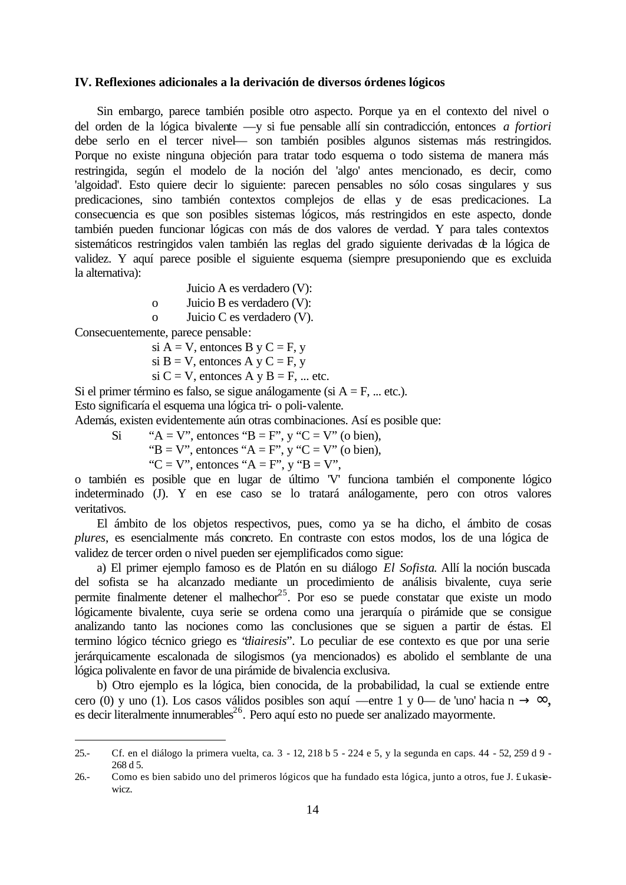## IV. Reflexiones adicionales a la derivación de diversos órdenes lógicos

Sin embargo, parece también posible otro aspecto. Porque ya en el contexto del nivel o del orden de la lógica bivalente —y si fue pensable allí sin contradicción, entonces *a fortiori* debe serlo en el tercer nivel— son también posibles algunos sistemas más restringidos. Porque no existe ninguna objeción para tratar todo esquema o todo sistema de manera más restringida, según el modelo de la noción del 'algo' antes mencionado, es decir, como 'algoidad'. Esto quiere decir lo siguiente: parecen pensables no sólo cosas singulares y sus predicaciones, sino también contextos complejos de ellas y de esas predicaciones. La consecuencia es que son posibles sistemas lógicos, más restringidos en este aspecto, donde también pueden funcionar lógicas con más de dos valores de verdad. Y para tales contextos sistemáticos restringidos valen también las reglas del grado siguiente derivadas de la lógica de validez. Y aquí parece posible el siguiente esquema (siempre presuponiendo que es excluida la alternativa):

Juicio A es verdadero (V):
o Juicio B es verdadero (V):
o Juicio C es verdadero (V).

Consecuentemente, parece pensable:

si A = V, entonces B y C = F, y
si B = V, entonces A y C = F, y
si C = V, entonces A y B = F, ... etc.

Si el primer término es falso, se sigue análogamente (si A = F, ... etc.).
Esto significaría el esquema una lógica tri- o poli-valente.
Además, existen evidentemente aún otras combinaciones. Así es posible que:

Si "A = V", entonces "B = F", y "C = V" (o bien),
"B = V", entonces "A = F", y "C = V" (o bien),
"C = V", entonces "A = F", y "B = V",

o también es posible que en lugar de último 'V' funciona también el componente lógico indeterminado (J). Y en ese caso se lo tratará análogamente, pero con otros valores veritativos.

El ámbito de los objetos respectivos, pues, como ya se ha dicho, el ámbito de cosas *plures*, es esencialmente más concreto. En contraste con estos modos, los de una lógica de validez de tercer orden o nivel pueden ser ejemplificados como sigue:

a) El primer ejemplo famoso es de Platón en su diálogo *El Sofista*. Allí la noción buscada del sofista se ha alcanzado mediante un procedimiento de análisis bivalente, cuya serie permite finalmente detener el malhechor[25]. Por eso se puede constatar que existe un modo lógicamente bivalente, cuya serie se ordena como una jerarquía o pirámide que se consigue analizando tanto las nociones como las conclusiones que se siguen a partir de éstas. El termino lógico técnico griego es "*diairesis*". Lo peculiar de ese contexto es que por una serie jerárquicamente escalonada de silogismos (ya mencionados) es abolido el semblante de una lógica polivalente en favor de una pirámide de bivalencia exclusiva.

b) Otro ejemplo es la lógica, bien conocida, de la probabilidad, la cual se extiende entre cero (0) y uno (1). Los casos válidos posibles son aquí —entre 1 y 0— de 'uno' hacia $n \to \infty$, es decir literalmente innumerables[26]. Pero aquí esto no puede ser analizado mayormente.

---

25.- Cf. en el diálogo la primera vuelta, ca. 3 - 12, 218 b 5 - 224 e 5, y la segunda en caps. 44 - 52, 259 d 9 - 268 d 5.

26.- Como es bien sabido uno del primeros lógicos que ha fundado esta lógica, junto a otros, fue J. Łukasiewicz.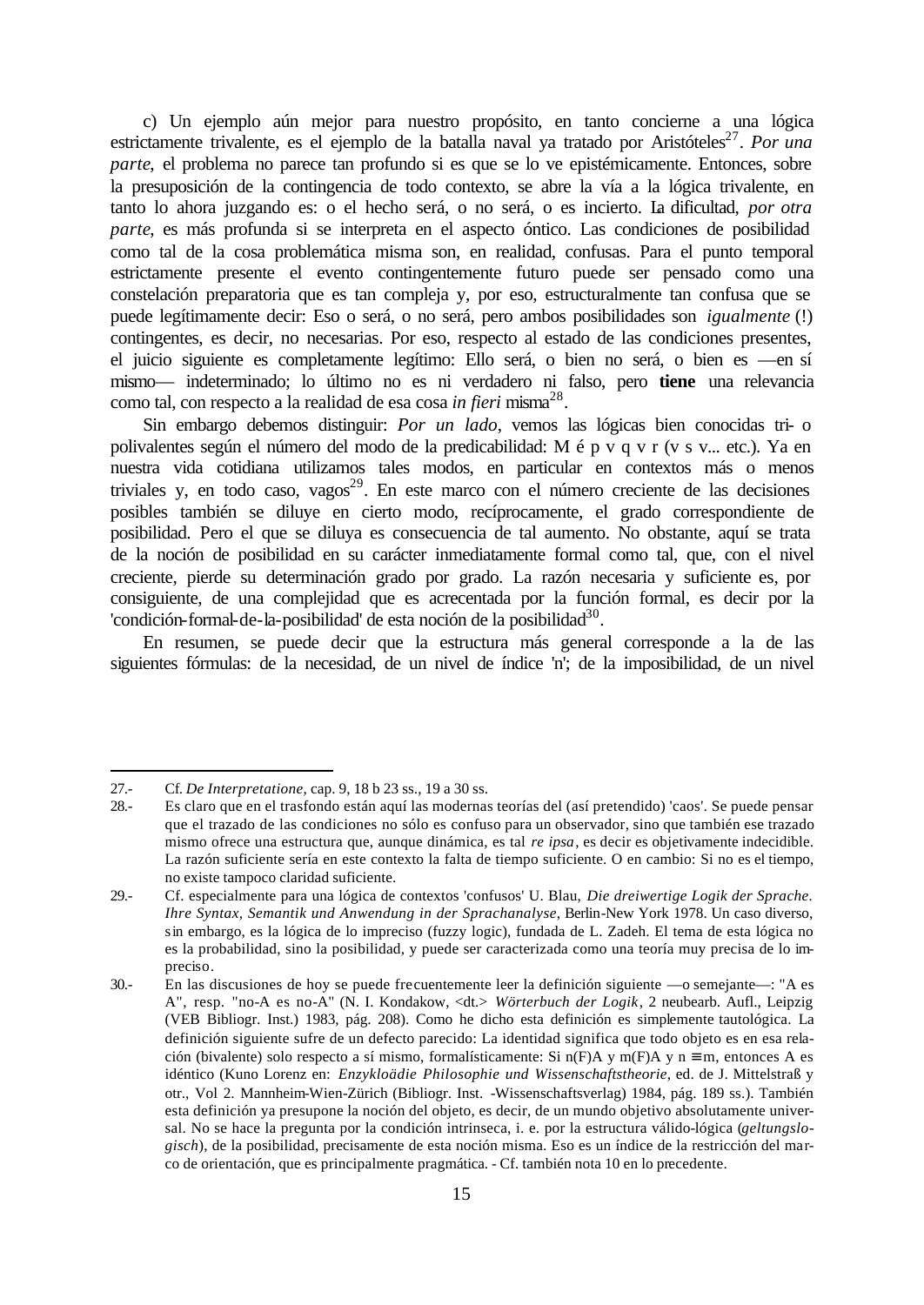c) Un ejemplo aún mejor para nuestro propósito, en tanto concierne a una lógica estrictamente trivalente, es el ejemplo de la batalla naval ya tratado por Aristóteles[27]. *Por una parte*, el problema no parece tan profundo si es que se lo ve epistémicamente. Entonces, sobre la presuposición de la contingencia de todo contexto, se abre la vía a la lógica trivalente, en tanto lo ahora juzgando es: o el hecho será, o no será, o es incierto. La dificultad, *por otra parte*, es más profunda si se interpreta en el aspecto óntico. Las condiciones de posibilidad como tal de la cosa problemática misma son, en realidad, confusas. Para el punto temporal estrictamente presente el evento contingentemente futuro puede ser pensado como una constelación preparatoria que es tan compleja y, por eso, estructuralmente tan confusa que se puede legítimamente decir: Eso o será, o no será, pero ambos posibilidades son *igualmente* (!) contingentes, es decir, no necesarias. Por eso, respecto al estado de las condiciones presentes, el juicio siguiente es completamente legítimo: Ello será, o bien no será, o bien es —en sí mismo— indeterminado; lo último no es ni verdadero ni falso, pero **tiene** una relevancia como tal, con respecto a la realidad de esa cosa *in fieri* misma[28].

Sin embargo debemos distinguir: *Por un lado*, vemos las lógicas bien conocidas tri- o polivalentes según el número del modo de la predicabilidad: M é p v q v r (v s v... etc.). Ya en nuestra vida cotidiana utilizamos tales modos, en particular en contextos más o menos triviales y, en todo caso, vagos[29]. En este marco con el número creciente de las decisiones posibles también se diluye en cierto modo, recíprocamente, el grado correspondiente de posibilidad. Pero el que se diluya es consecuencia de tal aumento. No obstante, aquí se trata de la noción de posibilidad en su carácter inmediatamente formal como tal, que, con el nivel creciente, pierde su determinación grado por grado. La razón necesaria y suficiente es, por consiguiente, de una complejidad que es acrecentada por la función formal, es decir por la 'condición-formal-de-la-posibilidad' de esta noción de la posibilidad[30].

En resumen, se puede decir que la estructura más general corresponde a la de las siguientes fórmulas: de la necesidad, de un nivel de índice 'n'; de la imposibilidad, de un nivel

---

27.- Cf. *De Interpretatione*, cap. 9, 18 b 23 ss., 19 a 30 ss.

28.- Es claro que en el trasfondo están aquí las modernas teorías del (así pretendido) 'caos'. Se puede pensar que el trazado de las condiciones no sólo es confuso para un observador, sino que también ese trazado mismo ofrece una estructura que, aunque dinámica, es tal *re ipsa*, es decir es objetivamente indecidible. La razón suficiente sería en este contexto la falta de tiempo suficiente. O en cambio: Si no es el tiempo, no existe tampoco claridad suficiente.

29.- Cf. especialmente para una lógica de contextos 'confusos' U. Blau, *Die dreiwertige Logik der Sprache. Ihre Syntax, Semantik und Anwendung in der Sprachanalyse*, Berlin-New York 1978. Un caso diverso, sin embargo, es la lógica de lo impreciso (fuzzy logic), fundada de L. Zadeh. El tema de esta lógica no es la probabilidad, sino la posibilidad, y puede ser caracterizada como una teoría muy precisa de lo impreciso.

30.- En las discusiones de hoy se puede frecuentemente leer la definición siguiente —o semejante—: "A es A", resp. "no-A es no-A" (N. I. Kondakow, <dt.> *Wörterbuch der Logik*, 2 neubearb. Aufl., Leipzig (VEB Bibliogr. Inst.) 1983, pág. 208). Como he dicho esta definición es simplemente tautológica. La definición siguiente sufre de un defecto parecido: La identidad significa que todo objeto es en esa relación (bivalente) solo respecto a sí mismo, formalísticamente: Si n(F)A y m(F)A y n ≡ m, entonces A es idéntico (Kuno Lorenz en: *Enzykloädie Philosophie und Wissenschaftstheorie*, ed. de J. Mittelstraß y otr., Vol 2. Mannheim-Wien-Zürich (Bibliogr. Inst. -Wissenschaftsverlag) 1984, pág. 189 ss.). También esta definición ya presupone la noción del objeto, es decir, de un mundo objetivo absolutamente universal. No se hace la pregunta por la condición intrinseca, i. e. por la estructura válido-lógica (*geltungslogisch*), de la posibilidad, precisamente de esta noción misma. Eso es un índice de la restricción del marco de orientación, que es principalmente pragmática. - Cf. también nota 10 en lo precedente.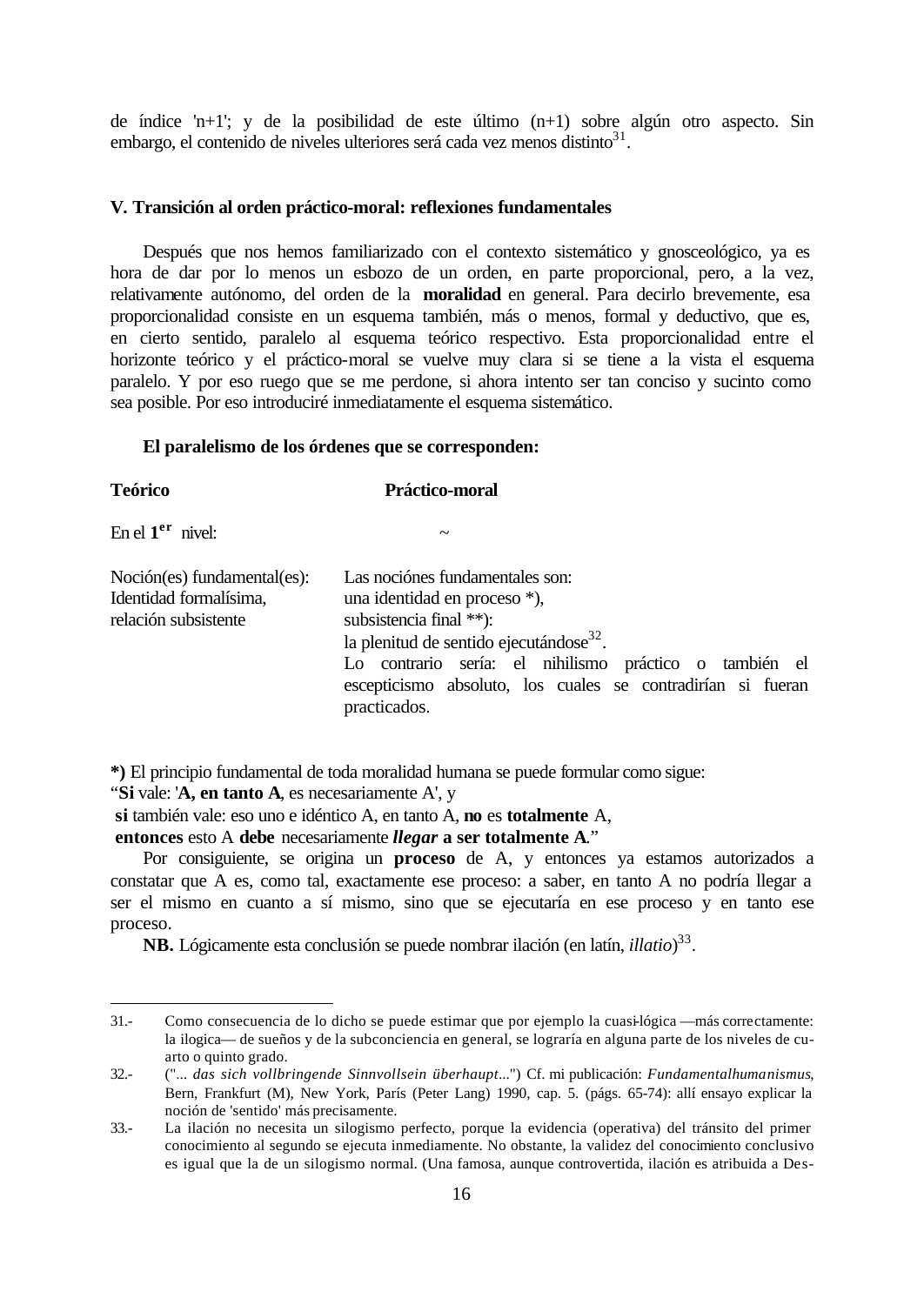de índice 'n+1'; y de la posibilidad de este último (n+1) sobre algún otro aspecto. Sin embargo, el contenido de niveles ulteriores será cada vez menos distinto[31].

### V. Transición al orden práctico-moral: reflexiones fundamentales

Después que nos hemos familiarizado con el contexto sistemático y gnosceológico, ya es hora de dar por lo menos un esbozo de un orden, en parte proporcional, pero, a la vez, relativamente autónomo, del orden de la **moralidad** en general. Para decirlo brevemente, esa proporcionalidad consiste en un esquema también, más o menos, formal y deductivo, que es, en cierto sentido, paralelo al esquema teórico respectivo. Esta proporcionalidad entre el horizonte teórico y el práctico-moral se vuelve muy clara si se tiene a la vista el esquema paralelo. Y por eso ruego que se me perdone, si ahora intento ser tan conciso y sucinto como sea posible. Por eso introduciré inmediatamente el esquema sistemático.

**El paralelismo de los órdenes que se corresponden:**

| **Teórico** | **Práctico-moral** |
|---|---|
| En el **1^er^** nivel: | ~ |
| Noción(es) fundamental(es): Identidad formalísima, relación subsistente | Las nociónes fundamentales son: una identidad en proceso *), subsistencia final **): la plenitud de sentido ejecutándose[32]. Lo contrario sería: el nihilismo práctico o también el escepticismo absoluto, los cuales se contradirían si fueran practicados. |

**\*)** El principio fundamental de toda moralidad humana se puede formular como sigue:
"**Si** vale: '**A, en tanto A**, es necesariamente A', y
**si** también vale: eso uno e idéntico A, en tanto A, **no** es **totalmente** A,
**entonces** esto A **debe** necesariamente ***llegar* a ser totalmente A**."

Por consiguiente, se origina un **proceso** de A, y entonces ya estamos autorizados a constatar que A es, como tal, exactamente ese proceso: a saber, en tanto A no podría llegar a ser el mismo en cuanto a sí mismo, sino que se ejecutaría en ese proceso y en tanto ese proceso.

**NB.** Lógicamente esta conclusión se puede nombrar ilación (en latín, *illatio*)[33].

---

31.- Como consecuencia de lo dicho se puede estimar que por ejemplo la cuasi-lógica —más correctamente: la ilogica— de sueños y de la subconciencia en general, se lograría en alguna parte de los niveles de cuarto o quinto grado.

32.- ("... *das sich vollbringende Sinnvollsein überhaupt*...") Cf. mi publicación: *Fundamentalhumanismus*, Bern, Frankfurt (M), New York, París (Peter Lang) 1990, cap. 5. (págs. 65-74): allí ensayo explicar la noción de 'sentido' más precisamente.

33.- La ilación no necesita un silogismo perfecto, porque la evidencia (operativa) del tránsito del primer conocimiento al segundo se ejecuta inmediamente. No obstante, la validez del conocimiento conclusivo es igual que la de un silogismo normal. (Una famosa, aunque controvertida, ilación es atribuida a Des-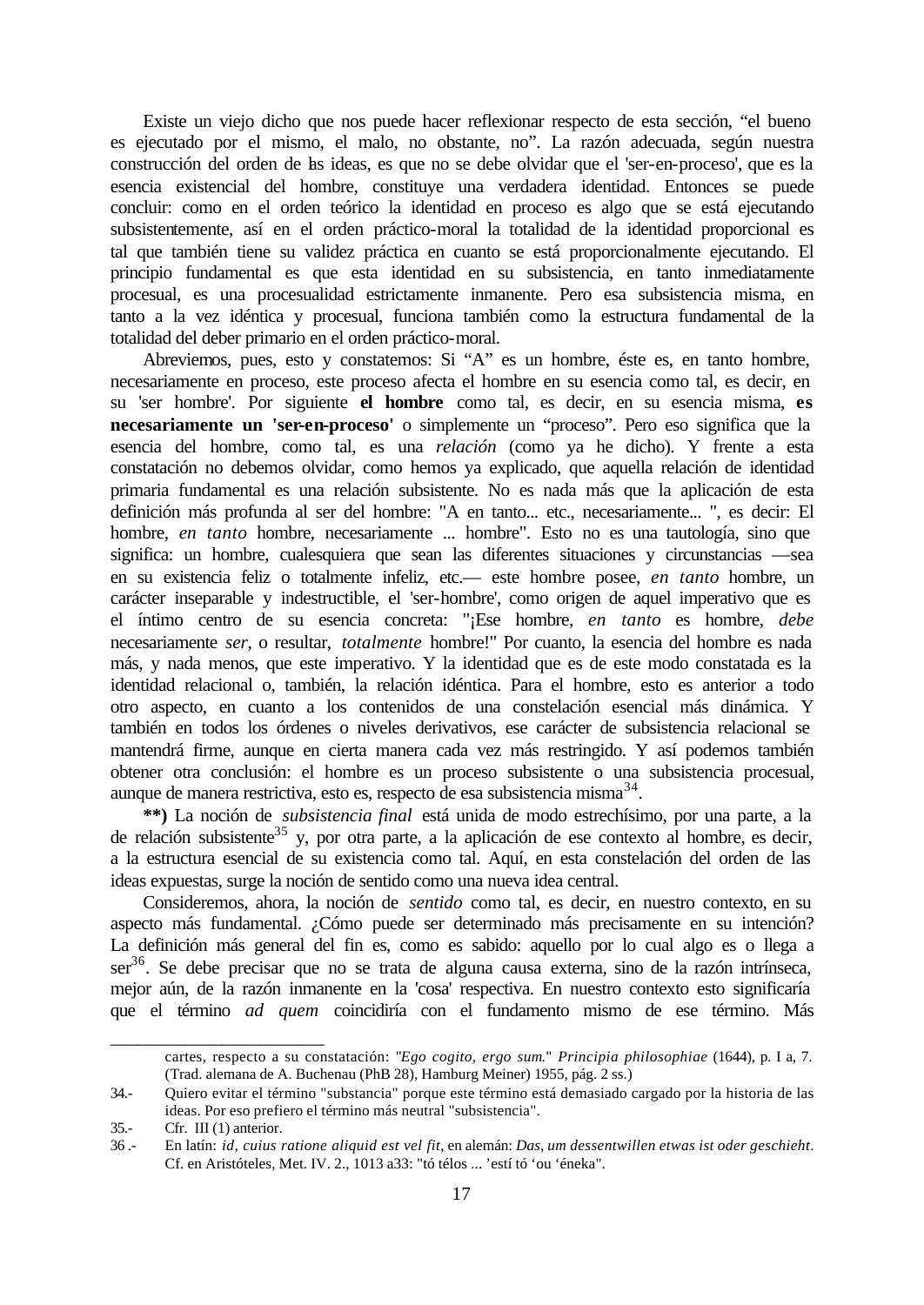Existe un viejo dicho que nos puede hacer reflexionar respecto de esta sección, "el bueno es ejecutado por el mismo, el malo, no obstante, no". La razón adecuada, según nuestra construcción del orden de las ideas, es que no se debe olvidar que el 'ser-en-proceso', que es la esencia existencial del hombre, constituye una verdadera identidad. Entonces se puede concluir: como en el orden teórico la identidad en proceso es algo que se está ejecutando subsistentemente, así en el orden práctico-moral la totalidad de la identidad proporcional es tal que también tiene su validez práctica en cuanto se está proporcionalmente ejecutando. El principio fundamental es que esta identidad en su subsistencia, en tanto inmediatamente procesual, es una procesualidad estrictamente inmanente. Pero esa subsistencia misma, en tanto a la vez idéntica y procesual, funciona también como la estructura fundamental de la totalidad del deber primario en el orden práctico-moral.

Abreviemos, pues, esto y constatemos: Si "A" es un hombre, éste es, en tanto hombre, necesariamente en proceso, este proceso afecta el hombre en su esencia como tal, es decir, en su 'ser hombre'. Por siguiente **el hombre** como tal, es decir, en su esencia misma, **es necesariamente un 'ser-en-proceso'** o simplemente un "proceso". Pero eso significa que la esencia del hombre, como tal, es una *relación* (como ya he dicho). Y frente a esta constatación no debemos olvidar, como hemos ya explicado, que aquella relación de identidad primaria fundamental es una relación subsistente. No es nada más que la aplicación de esta definición más profunda al ser del hombre: "A en tanto... etc., necesariamente... ", es decir: El hombre, *en tanto* hombre, necesariamente ... hombre". Esto no es una tautología, sino que significa: un hombre, cualesquiera que sean las diferentes situaciones y circunstancias —sea en su existencia feliz o totalmente infeliz, etc.— este hombre posee, *en tanto* hombre, un carácter inseparable y indestructible, el 'ser-hombre', como origen de aquel imperativo que es el íntimo centro de su esencia concreta: "¡Ese hombre, *en tanto* es hombre, *debe* necesariamente *ser*, o resultar, *totalmente* hombre!" Por cuanto, la esencia del hombre es nada más, y nada menos, que este imperativo. Y la identidad que es de este modo constatada es la identidad relacional o, también, la relación idéntica. Para el hombre, esto es anterior a todo otro aspecto, en cuanto a los contenidos de una constelación esencial más dinámica. Y también en todos los órdenes o niveles derivativos, ese carácter de subsistencia relacional se mantendrá firme, aunque en cierta manera cada vez más restringido. Y así podemos también obtener otra conclusión: el hombre es un proceso subsistente o una subsistencia procesual, aunque de manera restrictiva, esto es, respecto de esa subsistencia misma[34].

**\*\*)** La noción de *subsistencia final* está unida de modo estrechísimo, por una parte, a la de relación subsistente[35] y, por otra parte, a la aplicación de ese contexto al hombre, es decir, a la estructura esencial de su existencia como tal. Aquí, en esta constelación del orden de las ideas expuestas, surge la noción de sentido como una nueva idea central.

Consideremos, ahora, la noción de *sentido* como tal, es decir, en nuestro contexto, en su aspecto más fundamental. ¿Cómo puede ser determinado más precisamente en su intención? La definición más general del fin es, como es sabido: aquello por lo cual algo es o llega a ser[36]. Se debe precisar que no se trata de alguna causa externa, sino de la razón intrínseca, mejor aún, de la razón inmanente en la 'cosa' respectiva. En nuestro contexto esto significaría que el término *ad quem* coincidiría con el fundamento mismo de ese término. Más

---

cartes, respecto a su constatación: "*Ego cogito, ergo sum.*" *Principia philosophiae* (1644), p. I a, 7. (Trad. alemana de A. Buchenau (PhB 28), Hamburg Meiner) 1955, pág. 2 ss.)

34.- Quiero evitar el término "substancia" porque este término está demasiado cargado por la historia de las ideas. Por eso prefiero el término más neutral "subsistencia".

35.- Cfr. III (1) anterior.

36 .- En latín: *id, cuius ratione aliquid est vel fit*, en alemán: *Das, um dessentwillen etwas ist oder geschieht*. Cf. en Aristóteles, Met. IV. 2., 1013 a33: "tó télos ... 'estí tó 'ou 'éneka".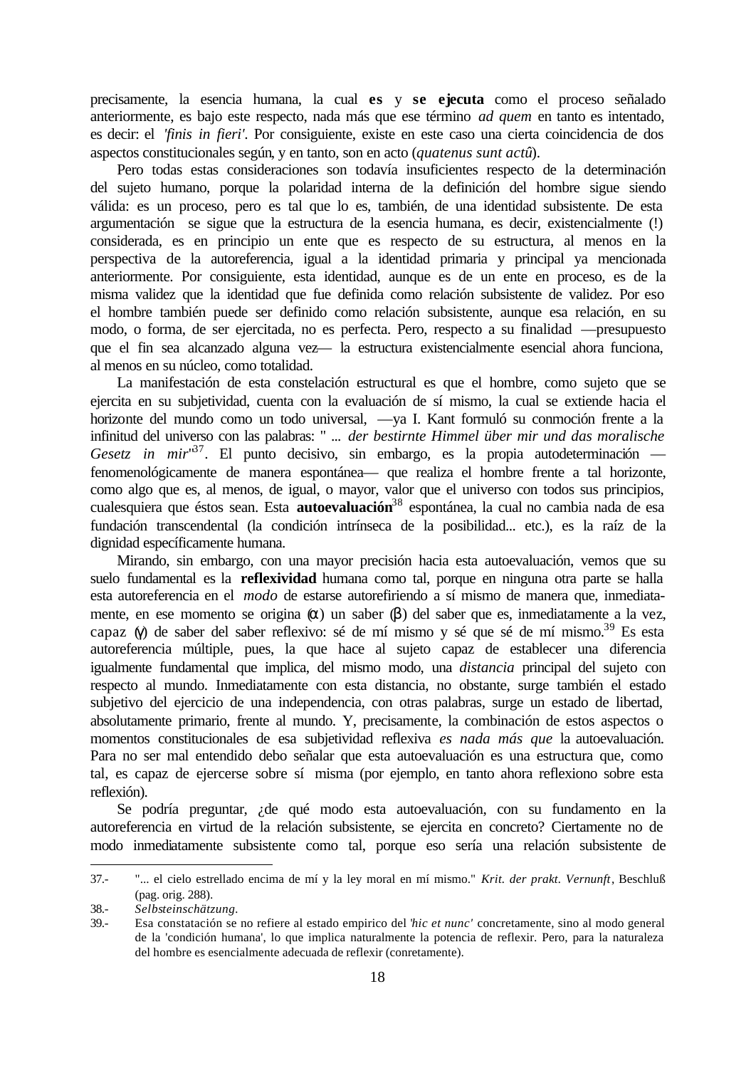precisamente, la esencia humana, la cual **es** y **se ejecuta** como el proceso señalado anteriormente, es bajo este respecto, nada más que ese término *ad quem* en tanto es intentado, es decir: el *'finis in fieri'*. Por consiguiente, existe en este caso una cierta coincidencia de dos aspectos constitucionales según, y en tanto, son en acto (*quatenus sunt actû*).

Pero todas estas consideraciones son todavía insuficientes respecto de la determinación del sujeto humano, porque la polaridad interna de la definición del hombre sigue siendo válida: es un proceso, pero es tal que lo es, también, de una identidad subsistente. De esta argumentación se sigue que la estructura de la esencia humana, es decir, existencialmente (!) considerada, es en principio un ente que es respecto de su estructura, al menos en la perspectiva de la autoreferencia, igual a la identidad primaria y principal ya mencionada anteriormente. Por consiguiente, esta identidad, aunque es de un ente en proceso, es de la misma validez que la identidad que fue definida como relación subsistente de validez. Por eso el hombre también puede ser definido como relación subsistente, aunque esa relación, en su modo, o forma, de ser ejercitada, no es perfecta. Pero, respecto a su finalidad —presupuesto que el fin sea alcanzado alguna vez— la estructura existencialmente esencial ahora funciona, al menos en su núcleo, como totalidad.

La manifestación de esta constelación estructural es que el hombre, como sujeto que se ejercita en su subjetividad, cuenta con la evaluación de sí mismo, la cual se extiende hacia el horizonte del mundo como un todo universal, —ya I. Kant formuló su conmoción frente a la infinitud del universo con las palabras: " ... *der bestirnte Himmel über mir und das moralische Gesetz in mir*"[37]. El punto decisivo, sin embargo, es la propia autodeterminación —fenomenológicamente de manera espontánea— que realiza el hombre frente a tal horizonte, como algo que es, al menos, de igual, o mayor, valor que el universo con todos sus principios, cualesquiera que éstos sean. Esta **autoevaluación**[38] espontánea, la cual no cambia nada de esa fundación transcendental (la condición intrínseca de la posibilidad... etc.), es la raíz de la dignidad específicamente humana.

Mirando, sin embargo, con una mayor precisión hacia esta autoevaluación, vemos que su suelo fundamental es la **reflexividad** humana como tal, porque en ninguna otra parte se halla esta autoreferencia en el *modo* de estarse autorefiriendo a sí mismo de manera que, inmediatamente, en ese momento se origina (α) un saber (β) del saber que es, inmediatamente a la vez, capaz (γ) de saber del saber reflexivo: sé de mí mismo y sé que sé de mí mismo.[39] Es esta autoreferencia múltiple, pues, la que hace al sujeto capaz de establecer una diferencia igualmente fundamental que implica, del mismo modo, una *distancia* principal del sujeto con respecto al mundo. Inmediatamente con esta distancia, no obstante, surge también el estado subjetivo del ejercicio de una independencia, con otras palabras, surge un estado de libertad, absolutamente primario, frente al mundo. Y, precisamente, la combinación de estos aspectos o momentos constitucionales de esa subjetividad reflexiva *es nada más que* la autoevaluación. Para no ser mal entendido debo señalar que esta autoevaluación es una estructura que, como tal, es capaz de ejercerse sobre sí misma (por ejemplo, en tanto ahora reflexiono sobre esta reflexión).

Se podría preguntar, ¿de qué modo esta autoevaluación, con su fundamento en la autoreferencia en virtud de la relación subsistente, se ejercita en concreto? Ciertamente no de modo inmediatamente subsistente como tal, porque eso sería una relación subsistente de

---

37.- "... el cielo estrellado encima de mí y la ley moral en mí mismo." *Krit. der prakt. Vernunft*, Beschluß (pag. orig. 288).

38.- *Selbsteinschätzung*.

39.- Esa constatación se no refiere al estado empirico del *'hic et nunc'* concretamente, sino al modo general de la 'condición humana', lo que implica naturalmente la potencia de reflexir. Pero, para la naturaleza del hombre es esencialmente adecuada de reflexir (conretamente).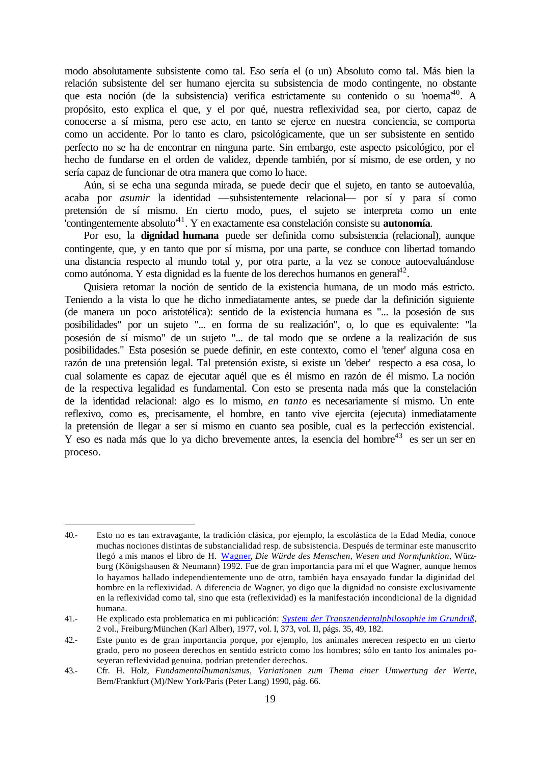modo absolutamente subsistente como tal. Eso sería el (o un) Absoluto como tal. Más bien la relación subsistente del ser humano ejercita su subsistencia de modo contingente, no obstante que esta noción (de la subsistencia) verifica estrictamente su contenido o su 'noema'[40]. A propósito, esto explica el que, y el por qué, nuestra reflexividad sea, por cierto, capaz de conocerse a sí misma, pero ese acto, en tanto se ejerce en nuestra conciencia, se comporta como un accidente. Por lo tanto es claro, psicológicamente, que un ser subsistente en sentido perfecto no se ha de encontrar en ninguna parte. Sin embargo, este aspecto psicológico, por el hecho de fundarse en el orden de validez, depende también, por sí mismo, de ese orden, y no sería capaz de funcionar de otra manera que como lo hace.

Aún, si se echa una segunda mirada, se puede decir que el sujeto, en tanto se autoevalúa, acaba por *asumir* la identidad —subsistentemente relacional— por sí y para sí como pretensión de sí mismo. En cierto modo, pues, el sujeto se interpreta como un ente 'contingentemente absoluto'[41]. Y en exactamente esa constelación consiste su **autonomía**.

Por eso, la **dignidad humana** puede ser definida como subsistencia (relacional), aunque contingente, que, y en tanto que por sí misma, por una parte, se conduce con libertad tomando una distancia respecto al mundo total y, por otra parte, a la vez se conoce autoevaluándose como autónoma. Y esta dignidad es la fuente de los derechos humanos en general[42].

Quisiera retomar la noción de sentido de la existencia humana, de un modo más estricto. Teniendo a la vista lo que he dicho inmediatamente antes, se puede dar la definición siguiente (de manera un poco aristotélica): sentido de la existencia humana es "... la posesión de sus posibilidades" por un sujeto "... en forma de su realización", o, lo que es equivalente: "la posesión de sí mismo" de un sujeto "... de tal modo que se ordene a la realización de sus posibilidades." Esta posesión se puede definir, en este contexto, como el 'tener' alguna cosa en razón de una pretensión legal. Tal pretensión existe, si existe un 'deber' respecto a esa cosa, lo cual solamente es capaz de ejecutar aquél que es él mismo en razón de él mismo. La noción de la respectiva legalidad es fundamental. Con esto se presenta nada más que la constelación de la identidad relacional: algo es lo mismo, *en tanto* es necesariamente sí mismo. Un ente reflexivo, como es, precisamente, el hombre, en tanto vive ejercita (ejecuta) inmediatamente la pretensión de llegar a ser sí mismo en cuanto sea posible, cual es la perfección existencial. Y eso es nada más que lo ya dicho brevemente antes, la esencia del hombre[43] es ser un ser en proceso.

---

40.- Esto no es tan extravagante, la tradición clásica, por ejemplo, la escolástica de la Edad Media, conoce muchas nociones distintas de substancialidad resp. de subsistencia. Después de terminar este manuscrito llegó a mis manos el libro de H. Wagner, *Die Würde des Menschen, Wesen und Normfunktion*, Würzburg (Königshausen & Neumann) 1992. Fue de gran importancia para mí el que Wagner, aunque hemos lo hayamos hallado independientemente uno de otro, también haya ensayado fundar la diginidad del hombre en la reflexividad. A diferencia de Wagner, yo digo que la dignidad no consiste exclusivamente en la reflexividad como tal, sino que esta (reflexividad) es la manifestación incondicional de la dignidad humana.

41.- He explicado esta problematica en mi publicación: *System der Transzendentalphilosophie im Grundriß*, 2 vol., Freiburg/München (Karl Alber), 1977, vol. I, 373, vol. II, págs. 35, 49, 182.

42.- Este punto es de gran importancia porque, por ejemplo, los animales merecen respecto en un cierto grado, pero no poseen derechos en sentido estricto como los hombres; sólo en tanto los animales poseyeran reflexividad genuina, podrían pretender derechos.

43.- Cfr. H. Holz, *Fundamentalhumanismus, Variationen zum Thema einer Umwertung der Werte*, Bern/Frankfurt (M)/New York/Paris (Peter Lang) 1990, pág. 66.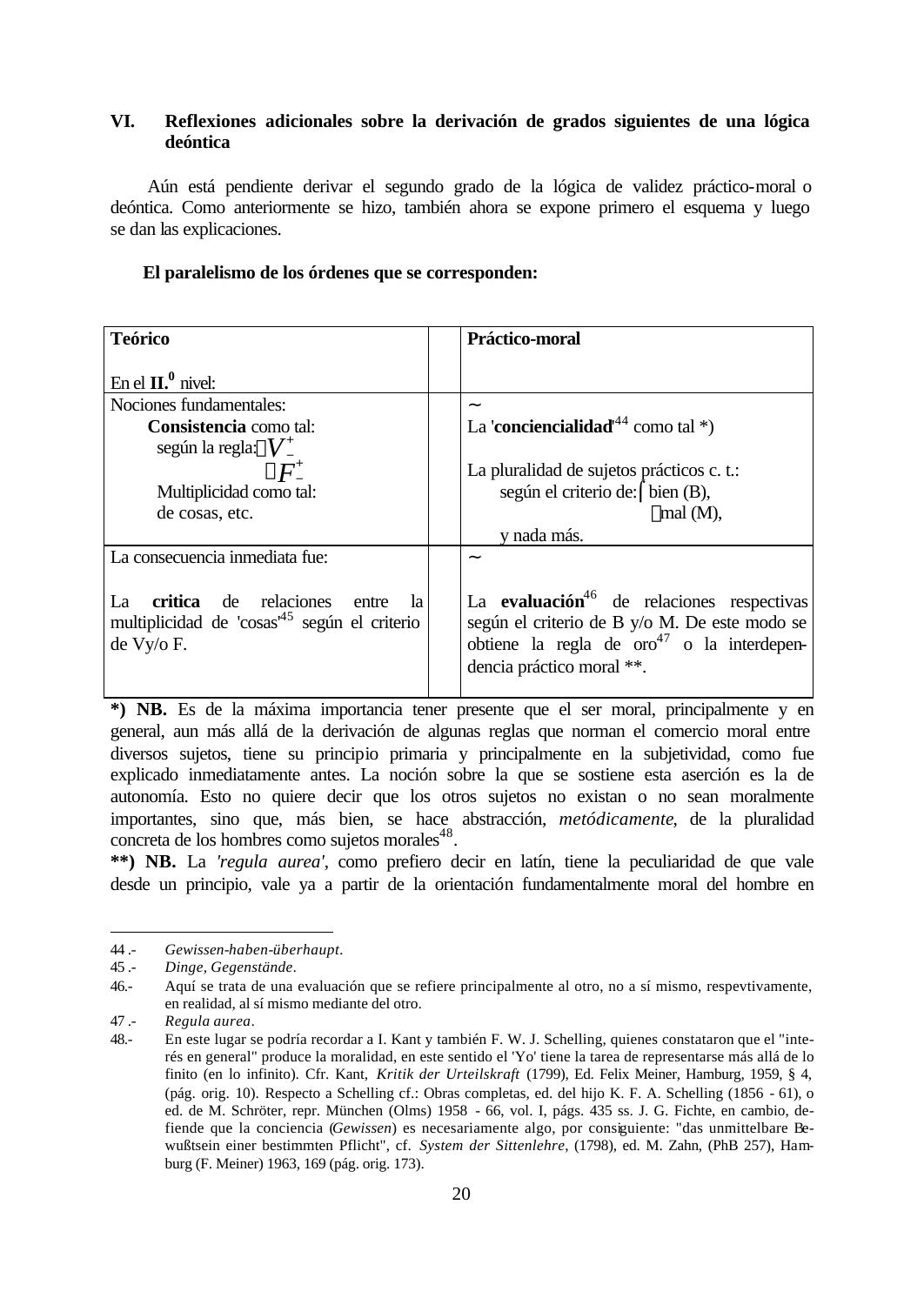## VI. Reflexiones adicionales sobre la derivación de grados siguientes de una lógica deóntica

Aún está pendiente derivar el segundo grado de la lógica de validez práctico-moral o deóntica. Como anteriormente se hizo, también ahora se expone primero el esquema y luego se dan las explicaciones.

**El paralelismo de los órdenes que se corresponden:**

| **Teórico**<br><br>En el **II.⁰** nivel: | | **Práctico-moral** |
|---|---|---|
| Nociones fundamentales:<br>**Consistencia** como tal:<br>según la regla: $V^{+}_{-}$<br>$F^{+}_{-}$<br>Multiplicidad como tal:<br>de cosas, etc. | | ~<br>La '**concienciali­dad**'[44] como tal *)<br><br>La pluralidad de sujetos prácticos c. t.:<br>según el criterio de: bien (B),<br>mal (M),<br>y nada más. |
| La consecuencia inmediata fue:<br><br>La **critica** de relaciones entre la multiplicidad de 'cosas'[45] según el criterio de Vy/o F. | | ~<br><br>La **evaluación**[46] de relaciones respectivas según el criterio de B y/o M. De este modo se obtiene la regla de oro[47] o la interdependencia práctico moral **. |

**\*) NB.** Es de la máxima importancia tener presente que el ser moral, principalmente y en general, aun más allá de la derivación de algunas reglas que norman el comercio moral entre diversos sujetos, tiene su principio primaria y principalmente en la subjetividad, como fue explicado inmediatamente antes. La noción sobre la que se sostiene esta aserción es la de autonomía. Esto no quiere decir que los otros sujetos no existan o no sean moralmente importantes, sino que, más bien, se hace abstracción, *metódicamente*, de la pluralidad concreta de los hombres como sujetos morales[48].

**\*\*) NB.** La *'regula aurea'*, como prefiero decir en latín, tiene la peculiaridad de que vale desde un principio, vale ya a partir de la orientación fundamentalmente moral del hombre en

---

44 .- *Gewissen-haben-überhaupt*.

45 .- *Dinge, Gegenstände*.

46.- Aquí se trata de una evaluación que se refiere principalmente al otro, no a sí mismo, respevtivamente, en realidad, al sí mismo mediante del otro.

47 .- *Regula aurea*.

48.- En este lugar se podría recordar a I. Kant y también F. W. J. Schelling, quienes constataron que el "interés en general" produce la moralidad, en este sentido el 'Yo' tiene la tarea de representarse más allá de lo finito (en lo infinito). Cfr. Kant, *Kritik der Urteilskraft* (1799), Ed. Felix Meiner, Hamburg, 1959, § 4, (pág. orig. 10). Respecto a Schelling cf.: Obras completas, ed. del hijo K. F. A. Schelling (1856 - 61), o ed. de M. Schröter, repr. München (Olms) 1958 - 66, vol. I, págs. 435 ss. J. G. Fichte, en cambio, defiende que la conciencia (*Gewissen*) es necesariamente algo, por consiguiente: "das unmittelbare Bewußtsein einer bestimmten Pflicht", cf. *System der Sittenlehre*, (1798), ed. M. Zahn, (PhB 257), Hamburg (F. Meiner) 1963, 169 (pág. orig. 173).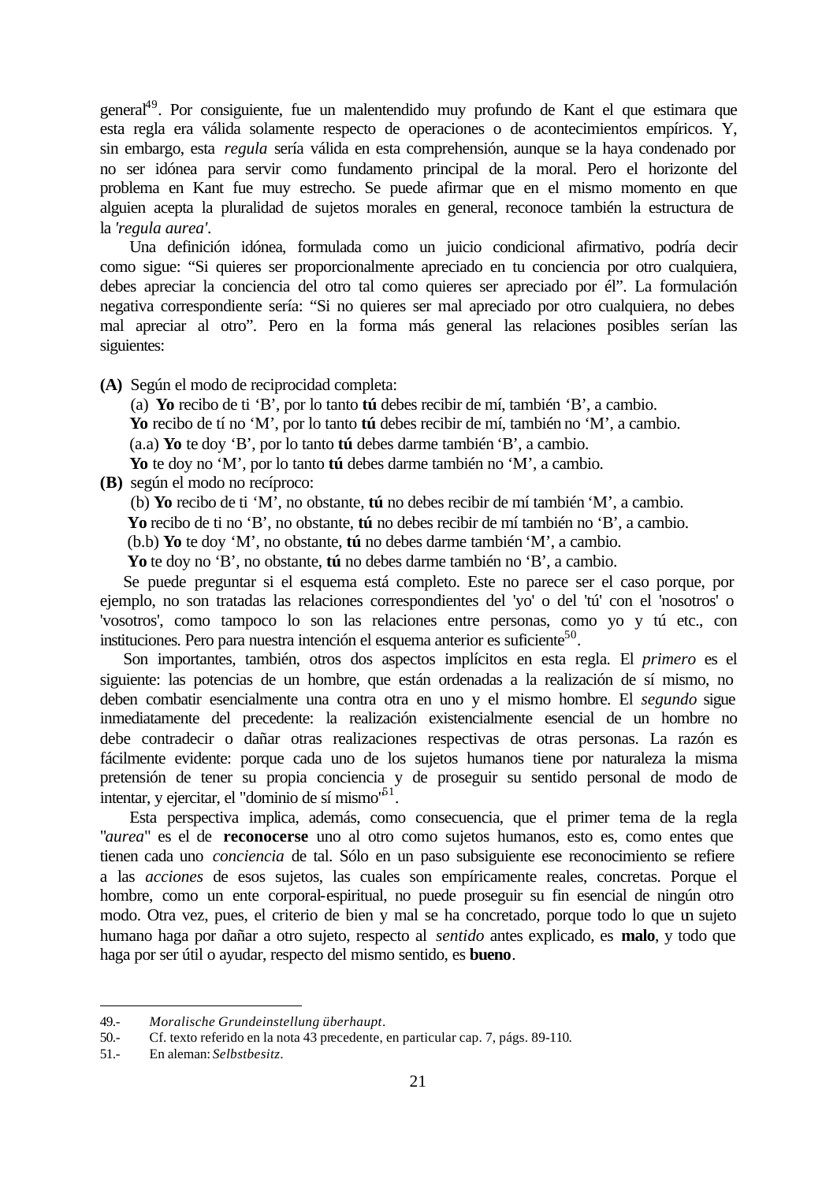general[49]. Por consiguiente, fue un malentendido muy profundo de Kant el que estimara que esta regla era válida solamente respecto de operaciones o de acontecimientos empíricos. Y, sin embargo, esta *regula* sería válida en esta comprehensión, aunque se la haya condenado por no ser idónea para servir como fundamento principal de la moral. Pero el horizonte del problema en Kant fue muy estrecho. Se puede afirmar que en el mismo momento en que alguien acepta la pluralidad de sujetos morales en general, reconoce también la estructura de la *'regula aurea'*.

Una definición idónea, formulada como un juicio condicional afirmativo, podría decir como sigue: "Si quieres ser proporcionalmente apreciado en tu conciencia por otro cualquiera, debes apreciar la conciencia del otro tal como quieres ser apreciado por él". La formulación negativa correspondiente sería: "Si no quieres ser mal apreciado por otro cualquiera, no debes mal apreciar al otro". Pero en la forma más general las relaciones posibles serían las siguientes:

**(A)** Según el modo de reciprocidad completa:

(a) **Yo** recibo de ti 'B', por lo tanto **tú** debes recibir de mí, también 'B', a cambio.

**Yo** recibo de tí no 'M', por lo tanto **tú** debes recibir de mí, también no 'M', a cambio.

(a.a) **Yo** te doy 'B', por lo tanto **tú** debes darme también 'B', a cambio.

**Yo** te doy no 'M', por lo tanto **tú** debes darme también no 'M', a cambio.

**(B)** según el modo no recíproco:

(b) **Yo** recibo de ti 'M', no obstante, **tú** no debes recibir de mí también 'M', a cambio.

**Yo** recibo de ti no 'B', no obstante, **tú** no debes recibir de mí también no 'B', a cambio.

(b.b) **Yo** te doy 'M', no obstante, **tú** no debes darme también 'M', a cambio.

**Yo** te doy no 'B', no obstante, **tú** no debes darme también no 'B', a cambio.

Se puede preguntar si el esquema está completo. Este no parece ser el caso porque, por ejemplo, no son tratadas las relaciones correspondientes del 'yo' o del 'tú' con el 'nosotros' o 'vosotros', como tampoco lo son las relaciones entre personas, como yo y tú etc., con instituciones. Pero para nuestra intención el esquema anterior es suficiente[50].

Son importantes, también, otros dos aspectos implícitos en esta regla. El *primero* es el siguiente: las potencias de un hombre, que están ordenadas a la realización de sí mismo, no deben combatir esencialmente una contra otra en uno y el mismo hombre. El *segundo* sigue inmediatamente del precedente: la realización existencialmente esencial de un hombre no debe contradecir o dañar otras realizaciones respectivas de otras personas. La razón es fácilmente evidente: porque cada uno de los sujetos humanos tiene por naturaleza la misma pretensión de tener su propia conciencia y de proseguir su sentido personal de modo de intentar, y ejercitar, el "dominio de sí mismo"[51].

Esta perspectiva implica, además, como consecuencia, que el primer tema de la regla "*aurea*" es el de **reconocerse** uno al otro como sujetos humanos, esto es, como entes que tienen cada uno *conciencia* de tal. Sólo en un paso subsiguiente ese reconocimiento se refiere a las *acciones* de esos sujetos, las cuales son empíricamente reales, concretas. Porque el hombre, como un ente corporal-espiritual, no puede proseguir su fin esencial de ningún otro modo. Otra vez, pues, el criterio de bien y mal se ha concretado, porque todo lo que un sujeto humano haga por dañar a otro sujeto, respecto al *sentido* antes explicado, es **malo**, y todo que haga por ser útil o ayudar, respecto del mismo sentido, es **bueno**.

---

49.- *Moralische Grundeinstellung überhaupt*.

50.- Cf. texto referido en la nota 43 precedente, en particular cap. 7, págs. 89-110.

51.- En aleman: *Selbstbesitz*.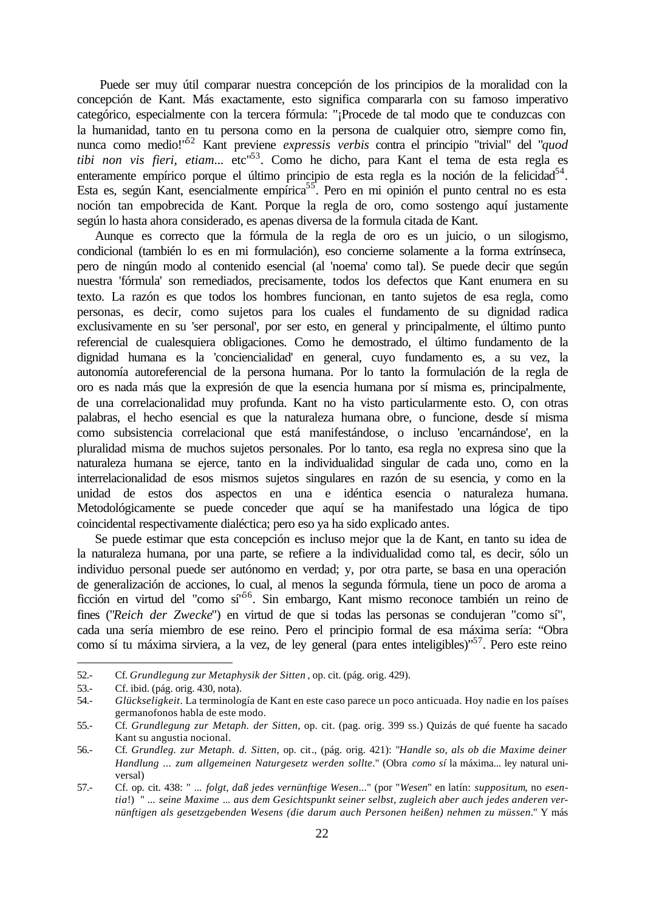Puede ser muy útil comparar nuestra concepción de los principios de la moralidad con la concepción de Kant. Más exactamente, esto significa compararla con su famoso imperativo categórico, especialmente con la tercera fórmula: "¡Procede de tal modo que te conduzcas con la humanidad, tanto en tu persona como en la persona de cualquier otro, siempre como fin, nunca como medio!"[52] Kant previene *expressis verbis* contra el principio "trivial" del "*quod tibi non vis fieri, etiam...* etc"[53]. Como he dicho, para Kant el tema de esta regla es enteramente empírico porque el último principio de esta regla es la noción de la felicidad[54]. Esta es, según Kant, esencialmente empírica[55]. Pero en mi opinión el punto central no es esta noción tan empobrecida de Kant. Porque la regla de oro, como sostengo aquí justamente según lo hasta ahora considerado, es apenas diversa de la formula citada de Kant.

Aunque es correcto que la fórmula de la regla de oro es un juicio, o un silogismo, condicional (también lo es en mi formulación), eso concierne solamente a la forma extrínseca, pero de ningún modo al contenido esencial (al 'noema' como tal). Se puede decir que según nuestra 'fórmula' son remediados, precisamente, todos los defectos que Kant enumera en su texto. La razón es que todos los hombres funcionan, en tanto sujetos de esa regla, como personas, es decir, como sujetos para los cuales el fundamento de su dignidad radica exclusivamente en su 'ser personal', por ser esto, en general y principalmente, el último punto referencial de cualesquiera obligaciones. Como he demostrado, el último fundamento de la dignidad humana es la 'conciencialidad' en general, cuyo fundamento es, a su vez, la autonomía autoreferencial de la persona humana. Por lo tanto la formulación de la regla de oro es nada más que la expresión de que la esencia humana por sí misma es, principalmente, de una correlacionalidad muy profunda. Kant no ha visto particularmente esto. O, con otras palabras, el hecho esencial es que la naturaleza humana obre, o funcione, desde sí misma como subsistencia correlacional que está manifestándose, o incluso 'encarnándose', en la pluralidad misma de muchos sujetos personales. Por lo tanto, esa regla no expresa sino que la naturaleza humana se ejerce, tanto en la individualidad singular de cada uno, como en la interrelacionalidad de esos mismos sujetos singulares en razón de su esencia, y como en la unidad de estos dos aspectos en una e idéntica esencia o naturaleza humana. Metodológicamente se puede conceder que aquí se ha manifestado una lógica de tipo coincidental respectivamente dialéctica; pero eso ya ha sido explicado antes.

Se puede estimar que esta concepción es incluso mejor que la de Kant, en tanto su idea de la naturaleza humana, por una parte, se refiere a la individualidad como tal, es decir, sólo un individuo personal puede ser autónomo en verdad; y, por otra parte, se basa en una operación de generalización de acciones, lo cual, al menos la segunda fórmula, tiene un poco de aroma a ficción en virtud del "como sí"[56]. Sin embargo, Kant mismo reconoce también un reino de fines ("*Reich der Zwecke*") en virtud de que si todas las personas se condujeran "como sí", cada una sería miembro de ese reino. Pero el principio formal de esa máxima sería: "Obra como sí tu máxima sirviera, a la vez, de ley general (para entes inteligibles)"[57]. Pero este reino

---

52.- Cf. *Grundlegung zur Metaphysik der Sitten*, op. cit. (pág. orig. 429).

53.- Cf. ibid. (pág. orig. 430, nota).

54.- *Glückseligkeit*. La terminología de Kant en este caso parece un poco anticuada. Hoy nadie en los países germanofonos habla de este modo.

55.- Cf. *Grundlegung zur Metaph. der Sitten*, op. cit. (pag. orig. 399 ss.) Quizás de qué fuente ha sacado Kant su angustia nocional.

56.- Cf. *Grundleg. zur Metaph. d. Sitten*, op. cit., (pág. orig. 421): "*Handle so, als ob die Maxime deiner Handlung ... zum allgemeinen Naturgesetz werden sollte*." (Obra *como sí* la máxima... ley natural universal)

57.- Cf. op. cit. 438: " ... *folgt, daß jedes vernünftige Wesen*..." (por "*Wesen*" en latín: *suppositum*, no *essentia*!) " ... *seine Maxime ... aus dem Gesichtspunkt seiner selbst, zugleich aber auch jedes anderen vernünftigen als gesetzgebenden Wesens (die darum auch Personen heißen) nehmen zu müssen*." Y más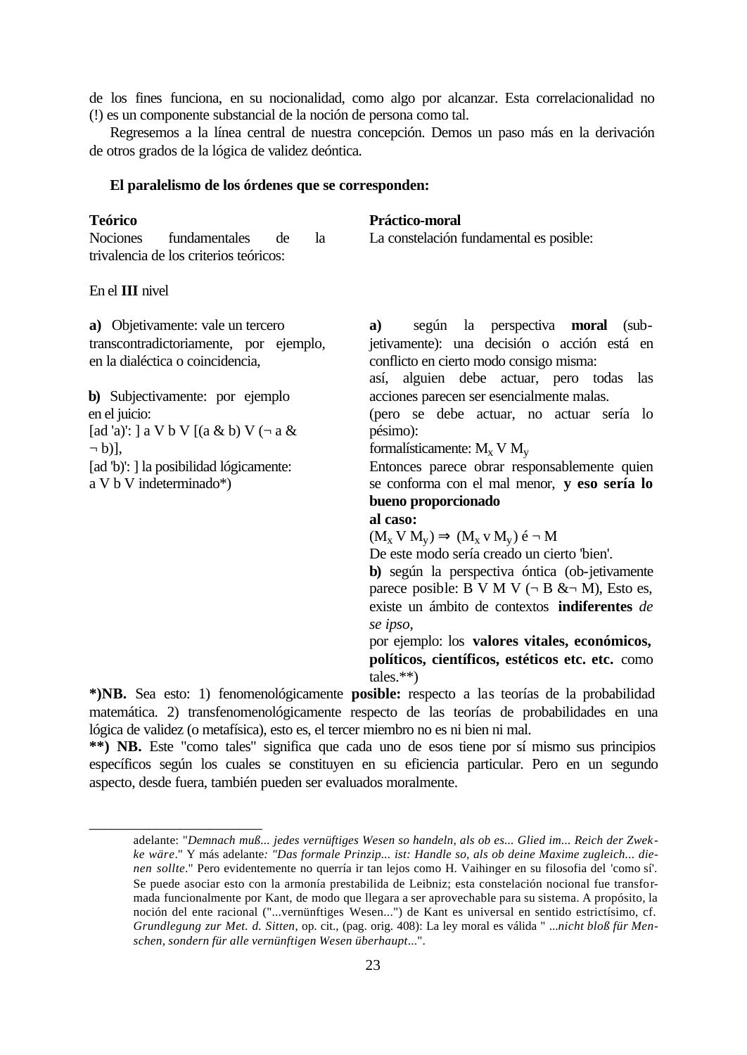de los fines funciona, en su nocionalidad, como algo por alcanzar. Esta correlacionalidad no (!) es un componente substancial de la noción de persona como tal.

Regresemos a la línea central de nuestra concepción. Demos un paso más en la derivación de otros grados de la lógica de validez deóntica.

**El paralelismo de los órdenes que se corresponden:**

**Teórico**
Nociones fundamentales de la trivalencia de los criterios teóricos:

En el **III** nivel

**a)** Objetivamente: vale un tercero transcontradictoriamente, por ejemplo, en la dialéctica o coincidencia,

**b)** Subjectivamente: por ejemplo en el juicio:
[ad 'a)': ] a V b V [(a & b) V (¬ a & ¬ b)],
[ad 'b)': ] la posibilidad lógicamente:
a V b V indeterminado*)

**Práctico-moral**
La constelación fundamental es posible:

**a)** según la perspectiva **moral** (sub-jetivamente): una decisión o acción está en conflicto en cierto modo consigo misma:
así, alguien debe actuar, pero todas las acciones parecen ser esencialmente malas.
(pero se debe actuar, no actuar sería lo pésimo):
formalísticamente: $M_x$ V $M_y$
Entonces parece obrar responsablemente quien se conforma con el mal menor, **y eso sería lo bueno proporcionado al caso:**
($M_x$ V $M_y$) ⇒ ($M_x$ v $M_y$) é ¬ M
De este modo sería creado un cierto 'bien'.
**b)** según la perspectiva óntica (ob-jetivamente parece posible: B V M V (¬ B &¬ M), Esto es, existe un ámbito de contextos **indiferentes** *de se ipso*,
por ejemplo: los **valores vitales, económicos, políticos, científicos, estéticos etc. etc.** como tales.**)

***)NB.** Sea esto: 1) fenomenológicamente **posible:** respecto a las teorías de la probabilidad matemática. 2) transfenomenológicamente respecto de las teorías de probabilidades en una lógica de validez (o metafísica), esto es, el tercer miembro no es ni bien ni mal.

****) NB.** Este "como tales" significa que cada uno de esos tiene por sí mismo sus principios específicos según los cuales se constituyen en su eficiencia particular. Pero en un segundo aspecto, desde fuera, también pueden ser evaluados moralmente.

---

adelante: "*Demnach muß... jedes vernüftiges Wesen so handeln, als ob es... Glied im... Reich der Zwekke wäre*." Y más adelante*: "Das formale Prinzip... ist: Handle so, als ob deine Maxime zugleich... dienen sollte*." Pero evidentemente no querría ir tan lejos como H. Vaihinger en su filosofia del 'como sí'. Se puede asociar esto con la armonía prestabilida de Leibniz; esta constelación nocional fue transformada funcionalmente por Kant, de modo que llegara a ser aprovechable para su sistema. A propósito, la noción del ente racional ("...vernünftiges Wesen...") de Kant es universal en sentido estrictísimo, cf. *Grundlegung zur Met. d. Sitten*, op. cit., (pag. orig. 408): La ley moral es válida " *...nicht bloß für Menschen, sondern für alle vernünftigen Wesen überhaupt*...".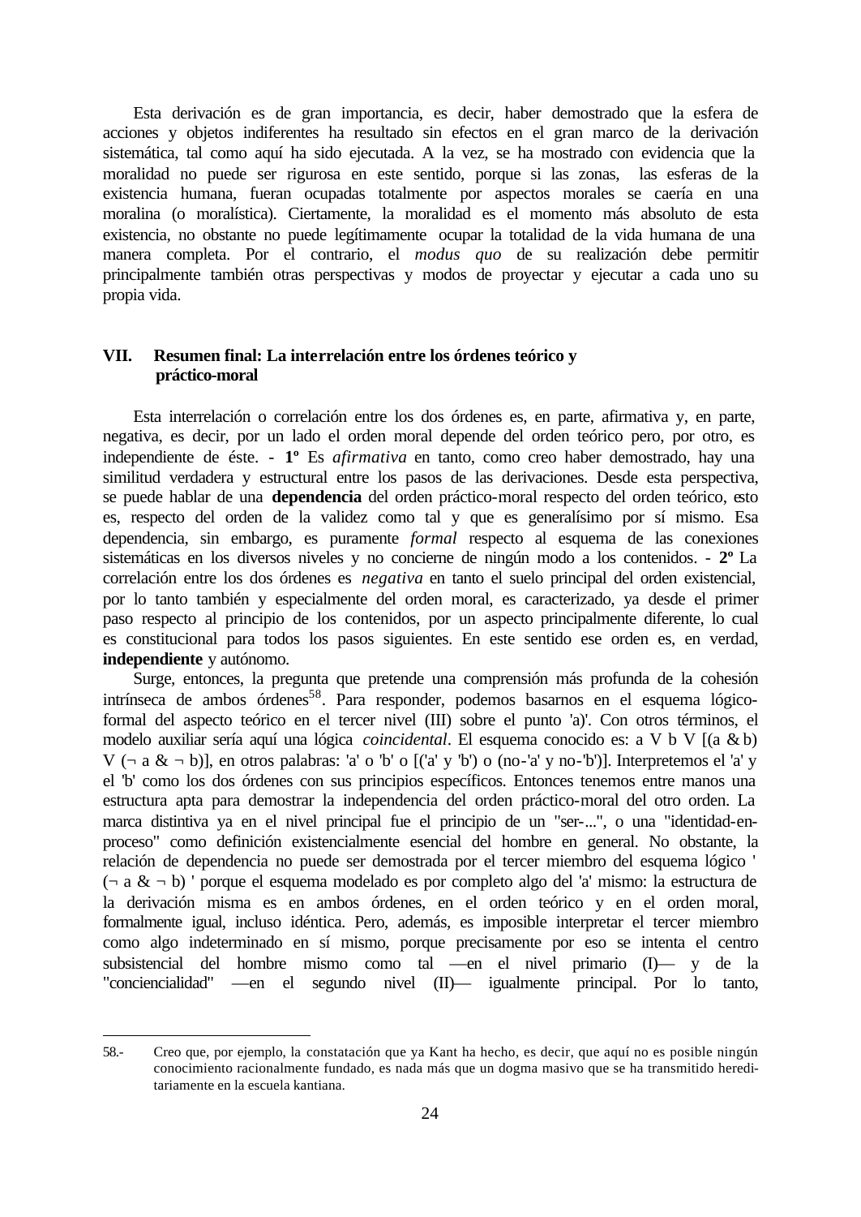Esta derivación es de gran importancia, es decir, haber demostrado que la esfera de acciones y objetos indiferentes ha resultado sin efectos en el gran marco de la derivación sistemática, tal como aquí ha sido ejecutada. A la vez, se ha mostrado con evidencia que la moralidad no puede ser rigurosa en este sentido, porque si las zonas, las esferas de la existencia humana, fueran ocupadas totalmente por aspectos morales se caería en una moralina (o moralística). Ciertamente, la moralidad es el momento más absoluto de esta existencia, no obstante no puede legítimamente ocupar la totalidad de la vida humana de una manera completa. Por el contrario, el *modus quo* de su realización debe permitir principalmente también otras perspectivas y modos de proyectar y ejecutar a cada uno su propia vida.

## VII. Resumen final: La interrelación entre los órdenes teórico y práctico-moral

Esta interrelación o correlación entre los dos órdenes es, en parte, afirmativa y, en parte, negativa, es decir, por un lado el orden moral depende del orden teórico pero, por otro, es independiente de éste. - **1º** Es *afirmativa* en tanto, como creo haber demostrado, hay una similitud verdadera y estructural entre los pasos de las derivaciones. Desde esta perspectiva, se puede hablar de una **dependencia** del orden práctico-moral respecto del orden teórico, esto es, respecto del orden de la validez como tal y que es generalísimo por sí mismo. Esa dependencia, sin embargo, es puramente *formal* respecto al esquema de las conexiones sistemáticas en los diversos niveles y no concierne de ningún modo a los contenidos. - **2º** La correlación entre los dos órdenes es *negativa* en tanto el suelo principal del orden existencial, por lo tanto también y especialmente del orden moral, es caracterizado, ya desde el primer paso respecto al principio de los contenidos, por un aspecto principalmente diferente, lo cual es constitucional para todos los pasos siguientes. En este sentido ese orden es, en verdad, **independiente** y autónomo.

Surge, entonces, la pregunta que pretende una comprensión más profunda de la cohesión intrínseca de ambos órdenes[58]. Para responder, podemos basarnos en el esquema lógico-formal del aspecto teórico en el tercer nivel (III) sobre el punto 'a)'. Con otros términos, el modelo auxiliar sería aquí una lógica *coincidental*. El esquema conocido es: $a \vee b \vee [(a \,\&\, b) \vee (\neg a \,\&\, \neg b)]$, en otros palabras: 'a' o 'b' o [('a' y 'b') o (no-'a' y no-'b')]. Interpretemos el 'a' y el 'b' como los dos órdenes con sus principios específicos. Entonces tenemos entre manos una estructura apta para demostrar la independencia del orden práctico-moral del otro orden. La marca distintiva ya en el nivel principal fue el principio de un "ser-...", o una "identidad-en-proceso" como definición existencialmente esencial del hombre en general. No obstante, la relación de dependencia no puede ser demostrada por el tercer miembro del esquema lógico '$(\neg a \,\&\, \neg b)$' porque el esquema modelado es por completo algo del 'a' mismo: la estructura de la derivación misma es en ambos órdenes, en el orden teórico y en el orden moral, formalmente igual, incluso idéntica. Pero, además, es imposible interpretar el tercer miembro como algo indeterminado en sí mismo, porque precisamente por eso se intenta el centro subsistencial del hombre mismo como tal —en el nivel primario (I)— y de la "conciencialidad" —en el segundo nivel (II)— igualmente principal. Por lo tanto,

---

58.- Creo que, por ejemplo, la constatación que ya Kant ha hecho, es decir, que aquí no es posible ningún conocimiento racionalmente fundado, es nada más que un dogma masivo que se ha transmitido hereditariamente en la escuela kantiana.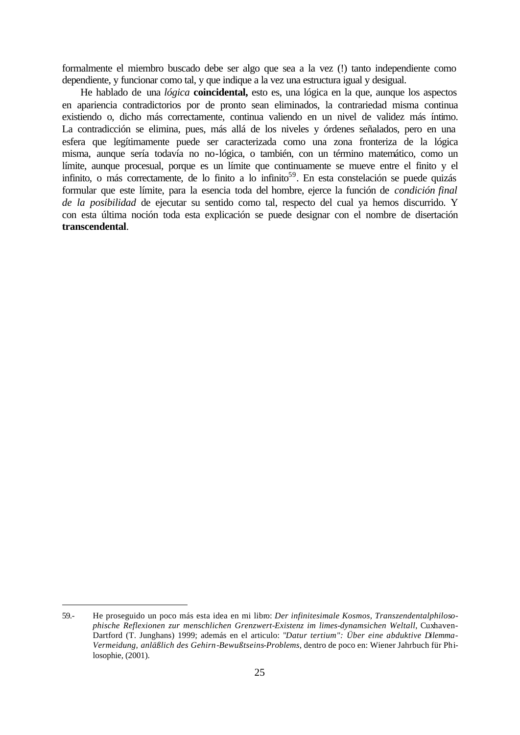formalmente el miembro buscado debe ser algo que sea a la vez (!) tanto independiente como dependiente, y funcionar como tal, y que indique a la vez una estructura igual y desigual.

He hablado de una *lógica* **coincidental,** esto es, una lógica en la que, aunque los aspectos en apariencia contradictorios por de pronto sean eliminados, la contrariedad misma continua existiendo o, dicho más correctamente, continua valiendo en un nivel de validez más íntimo. La contradicción se elimina, pues, más allá de los niveles y órdenes señalados, pero en una esfera que legítimamente puede ser caracterizada como una zona fronteriza de la lógica misma, aunque sería todavía no no-lógica, o también, con un término matemático, como un límite, aunque procesual, porque es un límite que continuamente se mueve entre el finito y el infinito, o más correctamente, de lo finito a lo infinito[59]. En esta constelación se puede quizás formular que este límite, para la esencia toda del hombre, ejerce la función de *condición final de la posibilidad* de ejecutar su sentido como tal, respecto del cual ya hemos discurrido. Y con esta última noción toda esta explicación se puede designar con el nombre de disertación **transcendental**.

---

59.- He proseguido un poco más esta idea en mi libro: *Der infinitesimale Kosmos, Transzendentalphilosophische Reflexionen zur menschlichen Grenzwert-Existenz im limes-dynamsichen Weltall*, Cuxhaven-Dartford (T. Junghans) 1999; además en el articulo: *"Datur tertium": Über eine abduktive Dilemma-Vermeidung, anläßlich des Gehirn-Bewußtseins-Problems*, dentro de poco en: Wiener Jahrbuch für Philosophie, (2001).